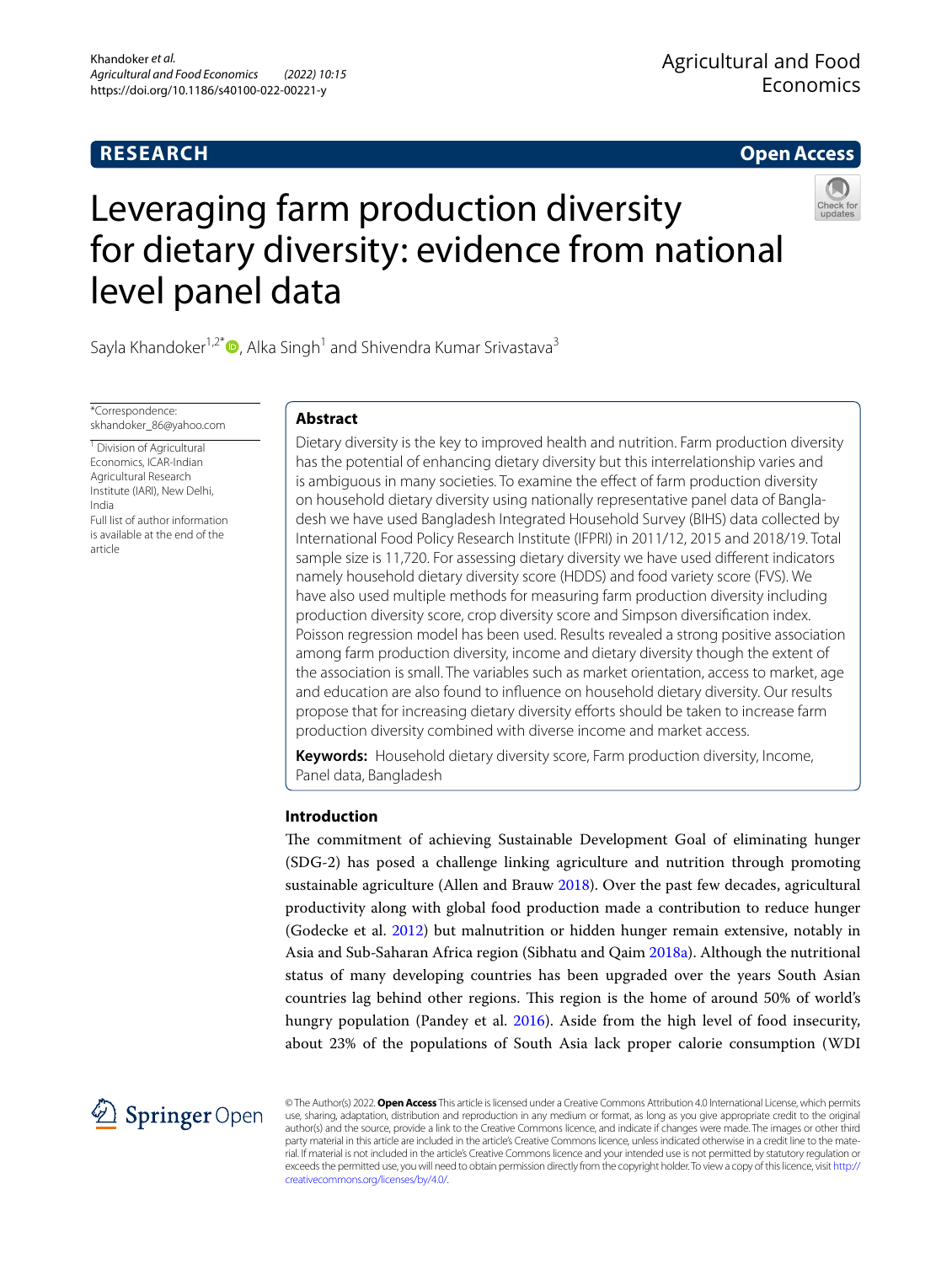RESEARCH

Open Access

# Leveraging farm production diversity for dietary diversity: evidence from national level panel data

Sayla Khandoker[1,2*], Alka Singh[1] and Shivendra Kumar Srivastava[3]

*Correspondence: skhandoker_86@yahoo.com

[1] Division of Agricultural Economics, ICAR-Indian Agricultural Research Institute (IARI), New Delhi, India

Full list of author information is available at the end of the article

## Abstract

Dietary diversity is the key to improved health and nutrition. Farm production diversity has the potential of enhancing dietary diversity but this interrelationship varies and is ambiguous in many societies. To examine the effect of farm production diversity on household dietary diversity using nationally representative panel data of Bangladesh we have used Bangladesh Integrated Household Survey (BIHS) data collected by International Food Policy Research Institute (IFPRI) in 2011/12, 2015 and 2018/19. Total sample size is 11,720. For assessing dietary diversity we have used different indicators namely household dietary diversity score (HDDS) and food variety score (FVS). We have also used multiple methods for measuring farm production diversity including production diversity score, crop diversity score and Simpson diversification index. Poisson regression model has been used. Results revealed a strong positive association among farm production diversity, income and dietary diversity though the extent of the association is small. The variables such as market orientation, access to market, age and education are also found to influence on household dietary diversity. Our results propose that for increasing dietary diversity efforts should be taken to increase farm production diversity combined with diverse income and market access.

**Keywords:** Household dietary diversity score, Farm production diversity, Income, Panel data, Bangladesh

## Introduction

The commitment of achieving Sustainable Development Goal of eliminating hunger (SDG-2) has posed a challenge linking agriculture and nutrition through promoting sustainable agriculture (Allen and Brauw 2018). Over the past few decades, agricultural productivity along with global food production made a contribution to reduce hunger (Godecke et al. 2012) but malnutrition or hidden hunger remain extensive, notably in Asia and Sub-Saharan Africa region (Sibhatu and Qaim 2018a). Although the nutritional status of many developing countries has been upgraded over the years South Asian countries lag behind other regions. This region is the home of around 50% of world's hungry population (Pandey et al. 2016). Aside from the high level of food insecurity, about 23% of the populations of South Asia lack proper calorie consumption (WDI

© The Author(s) 2022. **Open Access** This article is licensed under a Creative Commons Attribution 4.0 International License, which permits use, sharing, adaptation, distribution and reproduction in any medium or format, as long as you give appropriate credit to the original author(s) and the source, provide a link to the Creative Commons licence, and indicate if changes were made. The images or other third party material in this article are included in the article's Creative Commons licence, unless indicated otherwise in a credit line to the material. If material is not included in the article's Creative Commons licence and your intended use is not permitted by statutory regulation or exceeds the permitted use, you will need to obtain permission directly from the copyright holder. To view a copy of this licence, visit http://creativecommons.org/licenses/by/4.0/.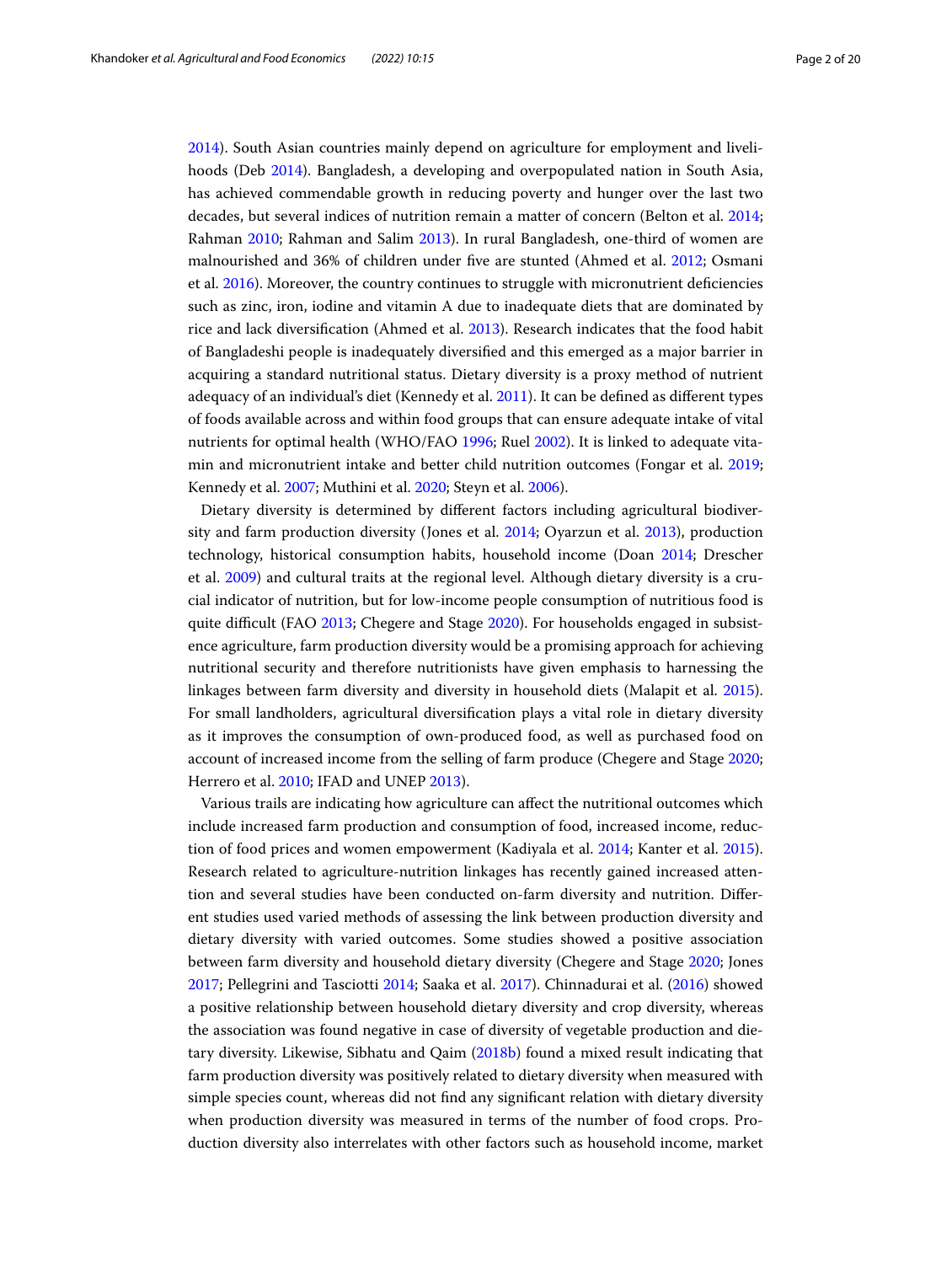2014). South Asian countries mainly depend on agriculture for employment and livelihoods (Deb 2014). Bangladesh, a developing and overpopulated nation in South Asia, has achieved commendable growth in reducing poverty and hunger over the last two decades, but several indices of nutrition remain a matter of concern (Belton et al. 2014; Rahman 2010; Rahman and Salim 2013). In rural Bangladesh, one-third of women are malnourished and 36% of children under five are stunted (Ahmed et al. 2012; Osmani et al. 2016). Moreover, the country continues to struggle with micronutrient deficiencies such as zinc, iron, iodine and vitamin A due to inadequate diets that are dominated by rice and lack diversification (Ahmed et al. 2013). Research indicates that the food habit of Bangladeshi people is inadequately diversified and this emerged as a major barrier in acquiring a standard nutritional status. Dietary diversity is a proxy method of nutrient adequacy of an individual's diet (Kennedy et al. 2011). It can be defined as different types of foods available across and within food groups that can ensure adequate intake of vital nutrients for optimal health (WHO/FAO 1996; Ruel 2002). It is linked to adequate vitamin and micronutrient intake and better child nutrition outcomes (Fongar et al. 2019; Kennedy et al. 2007; Muthini et al. 2020; Steyn et al. 2006).

Dietary diversity is determined by different factors including agricultural biodiversity and farm production diversity (Jones et al. 2014; Oyarzun et al. 2013), production technology, historical consumption habits, household income (Doan 2014; Drescher et al. 2009) and cultural traits at the regional level. Although dietary diversity is a crucial indicator of nutrition, but for low-income people consumption of nutritious food is quite difficult (FAO 2013; Chegere and Stage 2020). For households engaged in subsistence agriculture, farm production diversity would be a promising approach for achieving nutritional security and therefore nutritionists have given emphasis to harnessing the linkages between farm diversity and diversity in household diets (Malapit et al. 2015). For small landholders, agricultural diversification plays a vital role in dietary diversity as it improves the consumption of own-produced food, as well as purchased food on account of increased income from the selling of farm produce (Chegere and Stage 2020; Herrero et al. 2010; IFAD and UNEP 2013).

Various trails are indicating how agriculture can affect the nutritional outcomes which include increased farm production and consumption of food, increased income, reduction of food prices and women empowerment (Kadiyala et al. 2014; Kanter et al. 2015). Research related to agriculture-nutrition linkages has recently gained increased attention and several studies have been conducted on-farm diversity and nutrition. Different studies used varied methods of assessing the link between production diversity and dietary diversity with varied outcomes. Some studies showed a positive association between farm diversity and household dietary diversity (Chegere and Stage 2020; Jones 2017; Pellegrini and Tasciotti 2014; Saaka et al. 2017). Chinnadurai et al. (2016) showed a positive relationship between household dietary diversity and crop diversity, whereas the association was found negative in case of diversity of vegetable production and dietary diversity. Likewise, Sibhatu and Qaim (2018b) found a mixed result indicating that farm production diversity was positively related to dietary diversity when measured with simple species count, whereas did not find any significant relation with dietary diversity when production diversity was measured in terms of the number of food crops. Production diversity also interrelates with other factors such as household income, market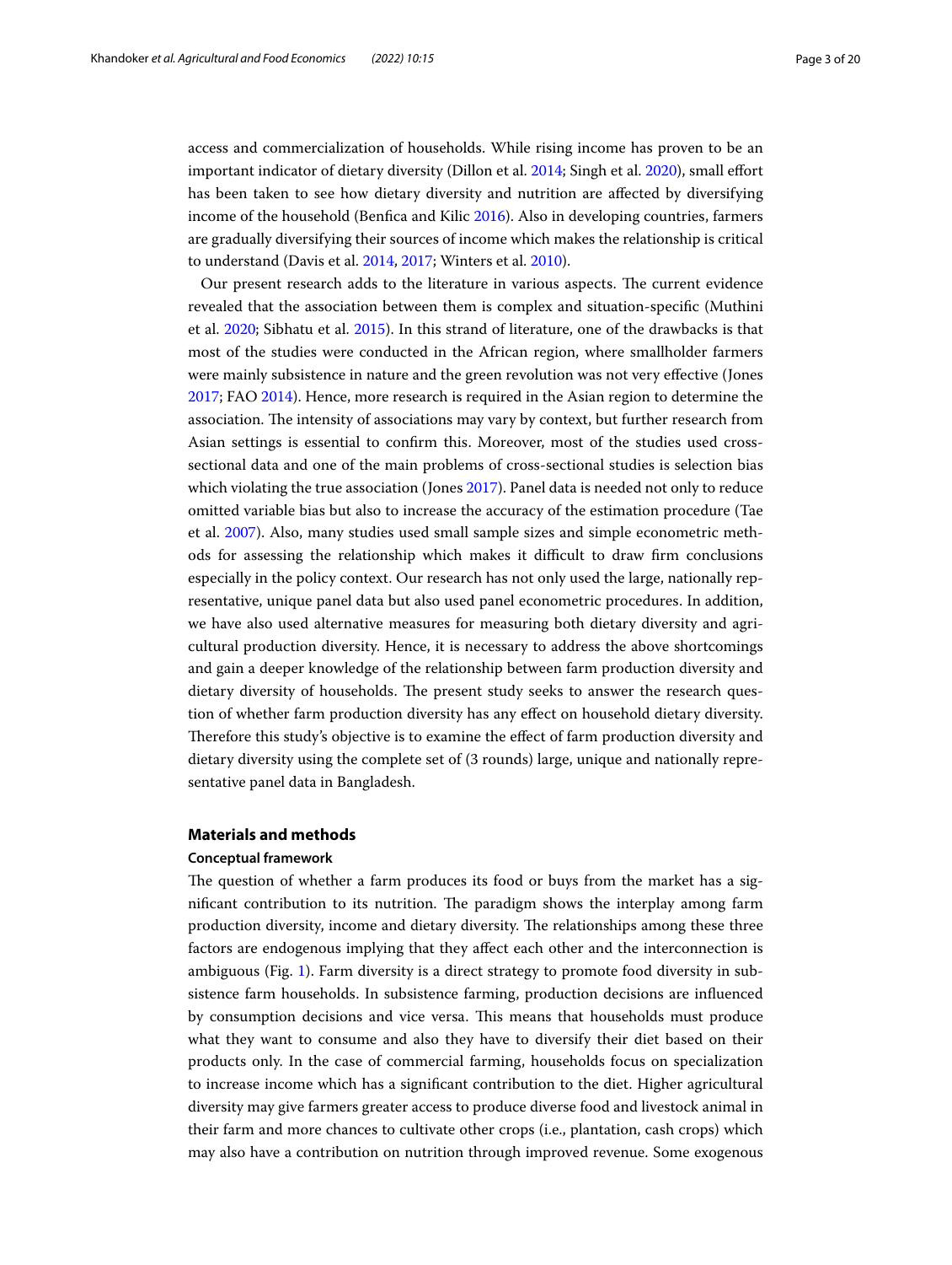access and commercialization of households. While rising income has proven to be an important indicator of dietary diversity (Dillon et al. 2014; Singh et al. 2020), small effort has been taken to see how dietary diversity and nutrition are affected by diversifying income of the household (Benfica and Kilic 2016). Also in developing countries, farmers are gradually diversifying their sources of income which makes the relationship is critical to understand (Davis et al. 2014, 2017; Winters et al. 2010).

Our present research adds to the literature in various aspects. The current evidence revealed that the association between them is complex and situation-specific (Muthini et al. 2020; Sibhatu et al. 2015). In this strand of literature, one of the drawbacks is that most of the studies were conducted in the African region, where smallholder farmers were mainly subsistence in nature and the green revolution was not very effective (Jones 2017; FAO 2014). Hence, more research is required in the Asian region to determine the association. The intensity of associations may vary by context, but further research from Asian settings is essential to confirm this. Moreover, most of the studies used cross-sectional data and one of the main problems of cross-sectional studies is selection bias which violating the true association (Jones 2017). Panel data is needed not only to reduce omitted variable bias but also to increase the accuracy of the estimation procedure (Tae et al. 2007). Also, many studies used small sample sizes and simple econometric methods for assessing the relationship which makes it difficult to draw firm conclusions especially in the policy context. Our research has not only used the large, nationally representative, unique panel data but also used panel econometric procedures. In addition, we have also used alternative measures for measuring both dietary diversity and agricultural production diversity. Hence, it is necessary to address the above shortcomings and gain a deeper knowledge of the relationship between farm production diversity and dietary diversity of households. The present study seeks to answer the research question of whether farm production diversity has any effect on household dietary diversity. Therefore this study's objective is to examine the effect of farm production diversity and dietary diversity using the complete set of (3 rounds) large, unique and nationally representative panel data in Bangladesh.

## Materials and methods

### Conceptual framework

The question of whether a farm produces its food or buys from the market has a significant contribution to its nutrition. The paradigm shows the interplay among farm production diversity, income and dietary diversity. The relationships among these three factors are endogenous implying that they affect each other and the interconnection is ambiguous (Fig. 1). Farm diversity is a direct strategy to promote food diversity in subsistence farm households. In subsistence farming, production decisions are influenced by consumption decisions and vice versa. This means that households must produce what they want to consume and also they have to diversify their diet based on their products only. In the case of commercial farming, households focus on specialization to increase income which has a significant contribution to the diet. Higher agricultural diversity may give farmers greater access to produce diverse food and livestock animal in their farm and more chances to cultivate other crops (i.e., plantation, cash crops) which may also have a contribution on nutrition through improved revenue. Some exogenous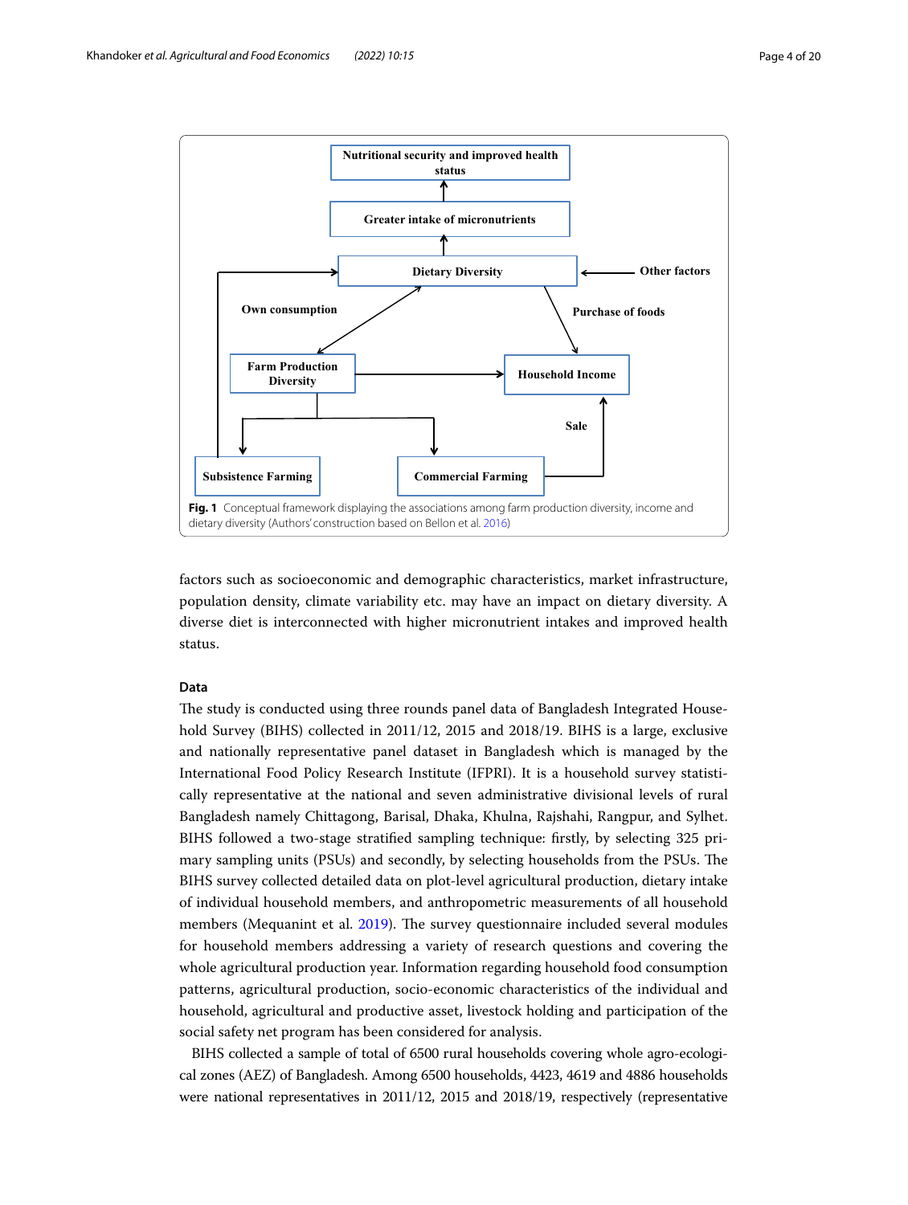Fig. 1 Conceptual framework displaying the associations among farm production diversity, income and dietary diversity (Authors' construction based on Bellon et al. 2016)

factors such as socioeconomic and demographic characteristics, market infrastructure, population density, climate variability etc. may have an impact on dietary diversity. A diverse diet is interconnected with higher micronutrient intakes and improved health status.

### Data

The study is conducted using three rounds panel data of Bangladesh Integrated Household Survey (BIHS) collected in 2011/12, 2015 and 2018/19. BIHS is a large, exclusive and nationally representative panel dataset in Bangladesh which is managed by the International Food Policy Research Institute (IFPRI). It is a household survey statistically representative at the national and seven administrative divisional levels of rural Bangladesh namely Chittagong, Barisal, Dhaka, Khulna, Rajshahi, Rangpur, and Sylhet. BIHS followed a two-stage stratified sampling technique: firstly, by selecting 325 primary sampling units (PSUs) and secondly, by selecting households from the PSUs. The BIHS survey collected detailed data on plot-level agricultural production, dietary intake of individual household members, and anthropometric measurements of all household members (Mequanint et al. 2019). The survey questionnaire included several modules for household members addressing a variety of research questions and covering the whole agricultural production year. Information regarding household food consumption patterns, agricultural production, socio-economic characteristics of the individual and household, agricultural and productive asset, livestock holding and participation of the social safety net program has been considered for analysis.

BIHS collected a sample of total of 6500 rural households covering whole agro-ecological zones (AEZ) of Bangladesh. Among 6500 households, 4423, 4619 and 4886 households were national representatives in 2011/12, 2015 and 2018/19, respectively (representative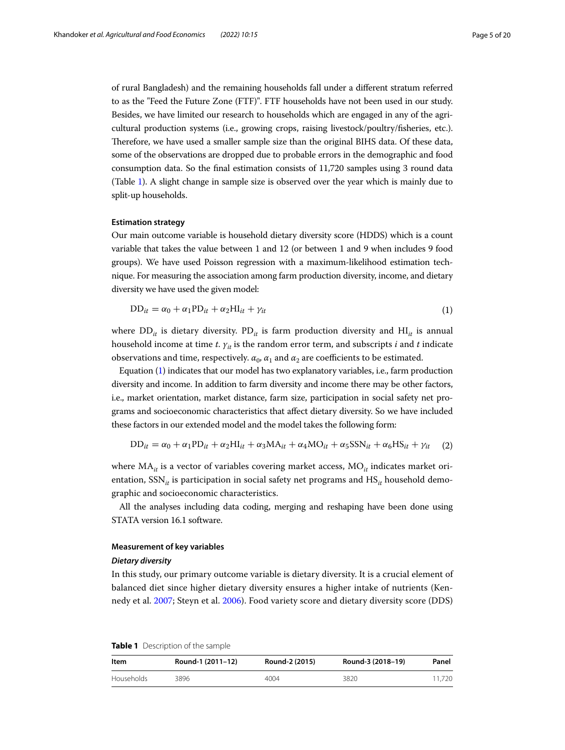of rural Bangladesh) and the remaining households fall under a different stratum referred to as the "Feed the Future Zone (FTF)". FTF households have not been used in our study. Besides, we have limited our research to households which are engaged in any of the agricultural production systems (i.e., growing crops, raising livestock/poultry/fisheries, etc.). Therefore, we have used a smaller sample size than the original BIHS data. Of these data, some of the observations are dropped due to probable errors in the demographic and food consumption data. So the final estimation consists of 11,720 samples using 3 round data (Table 1). A slight change in sample size is observed over the year which is mainly due to split-up households.

### Estimation strategy

Our main outcome variable is household dietary diversity score (HDDS) which is a count variable that takes the value between 1 and 12 (or between 1 and 9 when includes 9 food groups). We have used Poisson regression with a maximum-likelihood estimation technique. For measuring the association among farm production diversity, income, and dietary diversity we have used the given model:

$$\mathrm{DD}_{it} = \alpha_0 + \alpha_1 \mathrm{PD}_{it} + \alpha_2 \mathrm{HI}_{it} + \gamma_{it} \tag{1}$$

where $\mathrm{DD}_{it}$ is dietary diversity. $\mathrm{PD}_{it}$ is farm production diversity and $\mathrm{HI}_{it}$ is annual household income at time $t$. $\gamma_{it}$ is the random error term, and subscripts $i$ and $t$ indicate observations and time, respectively. $\alpha_0$, $\alpha_1$ and $\alpha_2$ are coefficients to be estimated.

Equation (1) indicates that our model has two explanatory variables, i.e., farm production diversity and income. In addition to farm diversity and income there may be other factors, i.e., market orientation, market distance, farm size, participation in social safety net programs and socioeconomic characteristics that affect dietary diversity. So we have included these factors in our extended model and the model takes the following form:

$$\mathrm{DD}_{it} = \alpha_0 + \alpha_1 \mathrm{PD}_{it} + \alpha_2 \mathrm{HI}_{it} + \alpha_3 \mathrm{MA}_{it} + \alpha_4 \mathrm{MO}_{it} + \alpha_5 \mathrm{SSN}_{it} + \alpha_6 \mathrm{HS}_{it} + \gamma_{it} \tag{2}$$

where $\mathrm{MA}_{it}$ is a vector of variables covering market access, $\mathrm{MO}_{it}$ indicates market orientation, $\mathrm{SSN}_{it}$ is participation in social safety net programs and $\mathrm{HS}_{it}$ household demographic and socioeconomic characteristics.

All the analyses including data coding, merging and reshaping have been done using STATA version 16.1 software.

### Measurement of key variables

#### *Dietary diversity*

In this study, our primary outcome variable is dietary diversity. It is a crucial element of balanced diet since higher dietary diversity ensures a higher intake of nutrients (Kennedy et al. 2007; Steyn et al. 2006). Food variety score and dietary diversity score (DDS)

**Table 1** Description of the sample

| Item | Round-1 (2011–12) | Round-2 (2015) | Round-3 (2018–19) | Panel |
|---|---|---|---|---|
| Households | 3896 | 4004 | 3820 | 11,720 |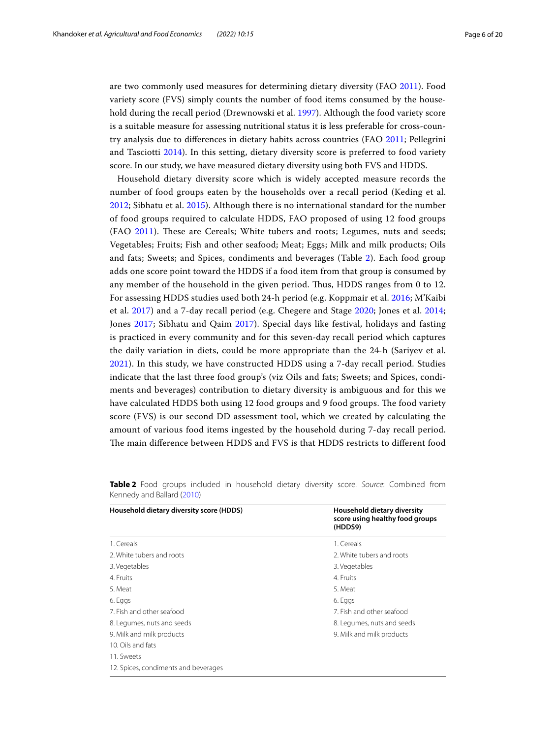are two commonly used measures for determining dietary diversity (FAO 2011). Food variety score (FVS) simply counts the number of food items consumed by the household during the recall period (Drewnowski et al. 1997). Although the food variety score is a suitable measure for assessing nutritional status it is less preferable for cross-country analysis due to differences in dietary habits across countries (FAO 2011; Pellegrini and Tasciotti 2014). In this setting, dietary diversity score is preferred to food variety score. In our study, we have measured dietary diversity using both FVS and HDDS.

Household dietary diversity score which is widely accepted measure records the number of food groups eaten by the households over a recall period (Keding et al. 2012; Sibhatu et al. 2015). Although there is no international standard for the number of food groups required to calculate HDDS, FAO proposed of using 12 food groups (FAO 2011). These are Cereals; White tubers and roots; Legumes, nuts and seeds; Vegetables; Fruits; Fish and other seafood; Meat; Eggs; Milk and milk products; Oils and fats; Sweets; and Spices, condiments and beverages (Table 2). Each food group adds one score point toward the HDDS if a food item from that group is consumed by any member of the household in the given period. Thus, HDDS ranges from 0 to 12. For assessing HDDS studies used both 24-h period (e.g. Koppmair et al. 2016; M'Kaibi et al. 2017) and a 7-day recall period (e.g. Chegere and Stage 2020; Jones et al. 2014; Jones 2017; Sibhatu and Qaim 2017). Special days like festival, holidays and fasting is practiced in every community and for this seven-day recall period which captures the daily variation in diets, could be more appropriate than the 24-h (Sariyev et al. 2021). In this study, we have constructed HDDS using a 7-day recall period. Studies indicate that the last three food group's (viz Oils and fats; Sweets; and Spices, condiments and beverages) contribution to dietary diversity is ambiguous and for this we have calculated HDDS both using 12 food groups and 9 food groups. The food variety score (FVS) is our second DD assessment tool, which we created by calculating the amount of various food items ingested by the household during 7-day recall period. The main difference between HDDS and FVS is that HDDS restricts to different food

**Table 2** Food groups included in household dietary diversity score. *Source*: Combined from Kennedy and Ballard (2010)

| Household dietary diversity score (HDDS) | Household dietary diversity score using healthy food groups (HDDS9) |
|---|---|
| 1. Cereals | 1. Cereals |
| 2. White tubers and roots | 2. White tubers and roots |
| 3. Vegetables | 3. Vegetables |
| 4. Fruits | 4. Fruits |
| 5. Meat | 5. Meat |
| 6. Eggs | 6. Eggs |
| 7. Fish and other seafood | 7. Fish and other seafood |
| 8. Legumes, nuts and seeds | 8. Legumes, nuts and seeds |
| 9. Milk and milk products | 9. Milk and milk products |
| 10. Oils and fats | |
| 11. Sweets | |
| 12. Spices, condiments and beverages | |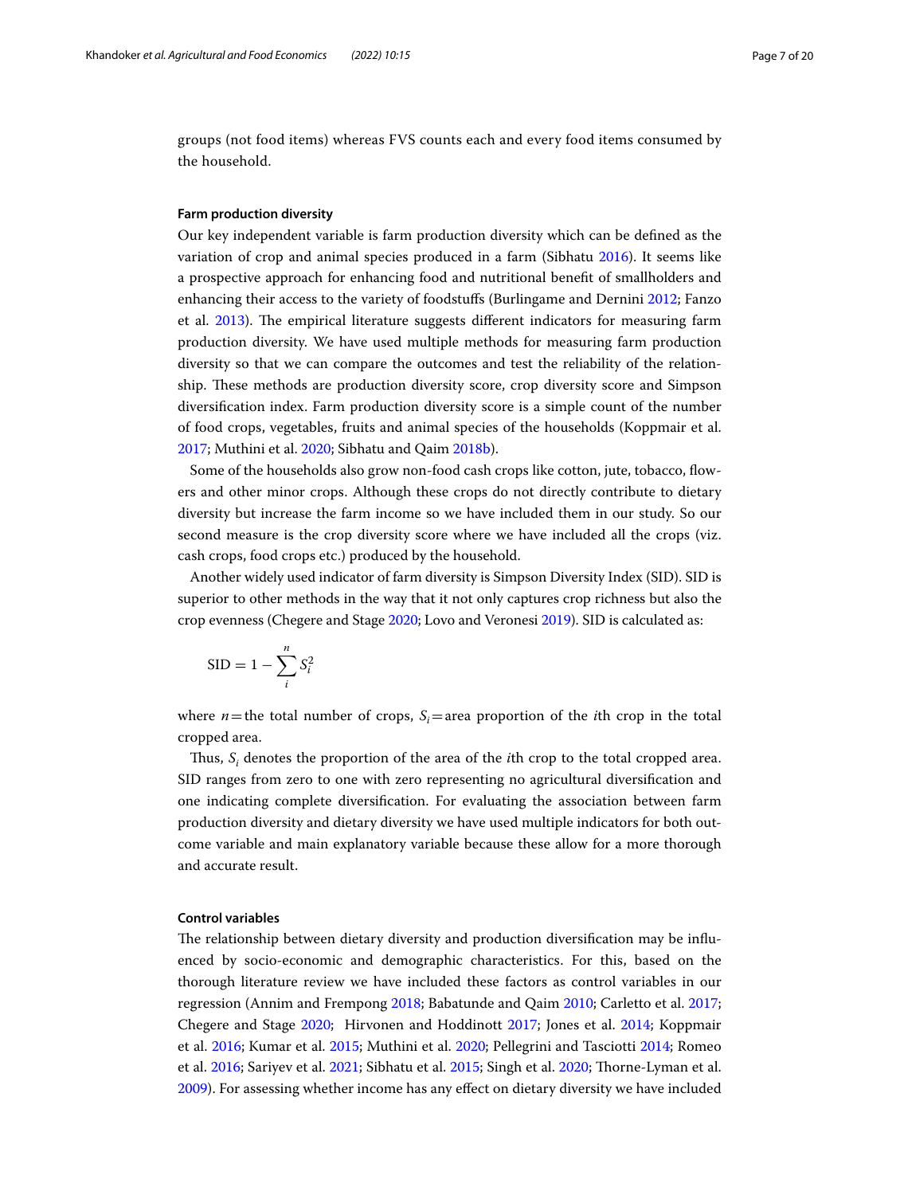groups (not food items) whereas FVS counts each and every food items consumed by the household.

### Farm production diversity

Our key independent variable is farm production diversity which can be defined as the variation of crop and animal species produced in a farm (Sibhatu 2016). It seems like a prospective approach for enhancing food and nutritional benefit of smallholders and enhancing their access to the variety of foodstuffs (Burlingame and Dernini 2012; Fanzo et al. 2013). The empirical literature suggests different indicators for measuring farm production diversity. We have used multiple methods for measuring farm production diversity so that we can compare the outcomes and test the reliability of the relationship. These methods are production diversity score, crop diversity score and Simpson diversification index. Farm production diversity score is a simple count of the number of food crops, vegetables, fruits and animal species of the households (Koppmair et al. 2017; Muthini et al. 2020; Sibhatu and Qaim 2018b).

Some of the households also grow non-food cash crops like cotton, jute, tobacco, flowers and other minor crops. Although these crops do not directly contribute to dietary diversity but increase the farm income so we have included them in our study. So our second measure is the crop diversity score where we have included all the crops (viz. cash crops, food crops etc.) produced by the household.

Another widely used indicator of farm diversity is Simpson Diversity Index (SID). SID is superior to other methods in the way that it not only captures crop richness but also the crop evenness (Chegere and Stage 2020; Lovo and Veronesi 2019). SID is calculated as:

$$\text{SID} = 1 - \sum_{i}^{n} S_i^2$$

where $n$ = the total number of crops, $S_i$ = area proportion of the $i$th crop in the total cropped area.

Thus, $S_i$ denotes the proportion of the area of the $i$th crop to the total cropped area. SID ranges from zero to one with zero representing no agricultural diversification and one indicating complete diversification. For evaluating the association between farm production diversity and dietary diversity we have used multiple indicators for both outcome variable and main explanatory variable because these allow for a more thorough and accurate result.

### Control variables

The relationship between dietary diversity and production diversification may be influenced by socio-economic and demographic characteristics. For this, based on the thorough literature review we have included these factors as control variables in our regression (Annim and Frempong 2018; Babatunde and Qaim 2010; Carletto et al. 2017; Chegere and Stage 2020; Hirvonen and Hoddinott 2017; Jones et al. 2014; Koppmair et al. 2016; Kumar et al. 2015; Muthini et al. 2020; Pellegrini and Tasciotti 2014; Romeo et al. 2016; Sariyev et al. 2021; Sibhatu et al. 2015; Singh et al. 2020; Thorne-Lyman et al. 2009). For assessing whether income has any effect on dietary diversity we have included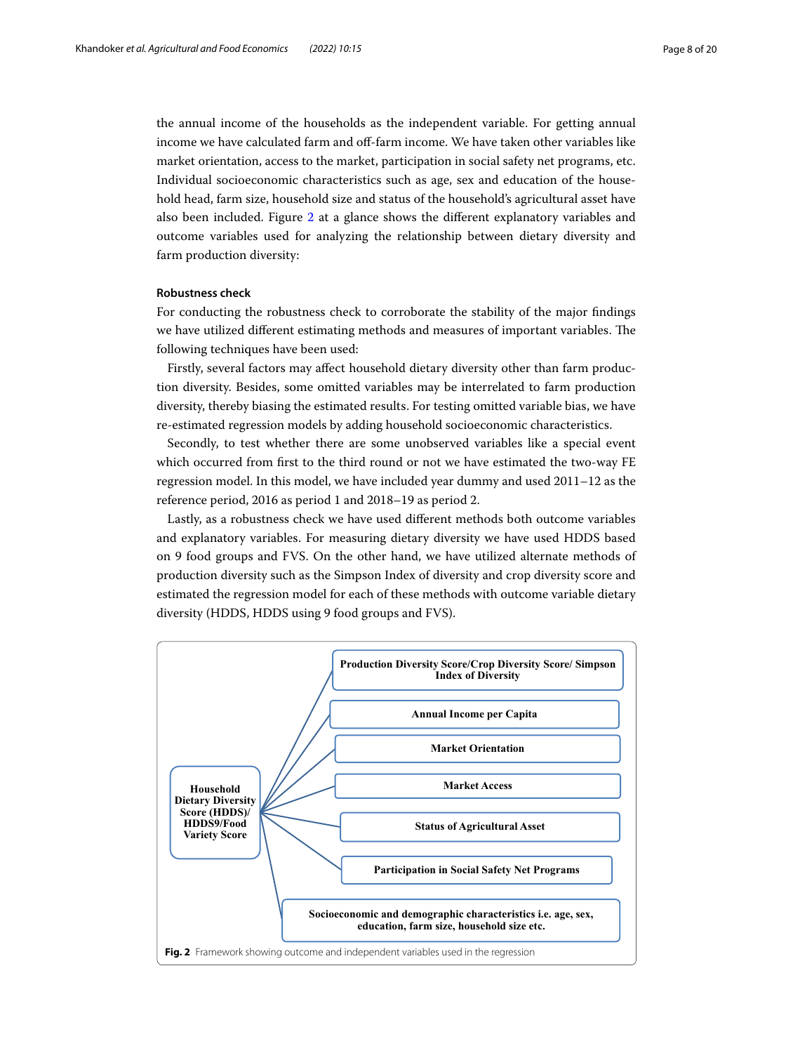the annual income of the households as the independent variable. For getting annual income we have calculated farm and off-farm income. We have taken other variables like market orientation, access to the market, participation in social safety net programs, etc. Individual socioeconomic characteristics such as age, sex and education of the household head, farm size, household size and status of the household's agricultural asset have also been included. Figure 2 at a glance shows the different explanatory variables and outcome variables used for analyzing the relationship between dietary diversity and farm production diversity:

### Robustness check

For conducting the robustness check to corroborate the stability of the major findings we have utilized different estimating methods and measures of important variables. The following techniques have been used:

Firstly, several factors may affect household dietary diversity other than farm production diversity. Besides, some omitted variables may be interrelated to farm production diversity, thereby biasing the estimated results. For testing omitted variable bias, we have re-estimated regression models by adding household socioeconomic characteristics.

Secondly, to test whether there are some unobserved variables like a special event which occurred from first to the third round or not we have estimated the two-way FE regression model. In this model, we have included year dummy and used 2011–12 as the reference period, 2016 as period 1 and 2018–19 as period 2.

Lastly, as a robustness check we have used different methods both outcome variables and explanatory variables. For measuring dietary diversity we have used HDDS based on 9 food groups and FVS. On the other hand, we have utilized alternate methods of production diversity such as the Simpson Index of diversity and crop diversity score and estimated the regression model for each of these methods with outcome variable dietary diversity (HDDS, HDDS using 9 food groups and FVS).

**Household Dietary Diversity Score (HDDS)/ HDDS9/Food Variety Score**

- **Production Diversity Score/Crop Diversity Score/ Simpson Index of Diversity**
- **Annual Income per Capita**
- **Market Orientation**
- **Market Access**
- **Status of Agricultural Asset**
- **Participation in Social Safety Net Programs**
- **Socioeconomic and demographic characteristics i.e. age, sex, education, farm size, household size etc.**

**Fig. 2** Framework showing outcome and independent variables used in the regression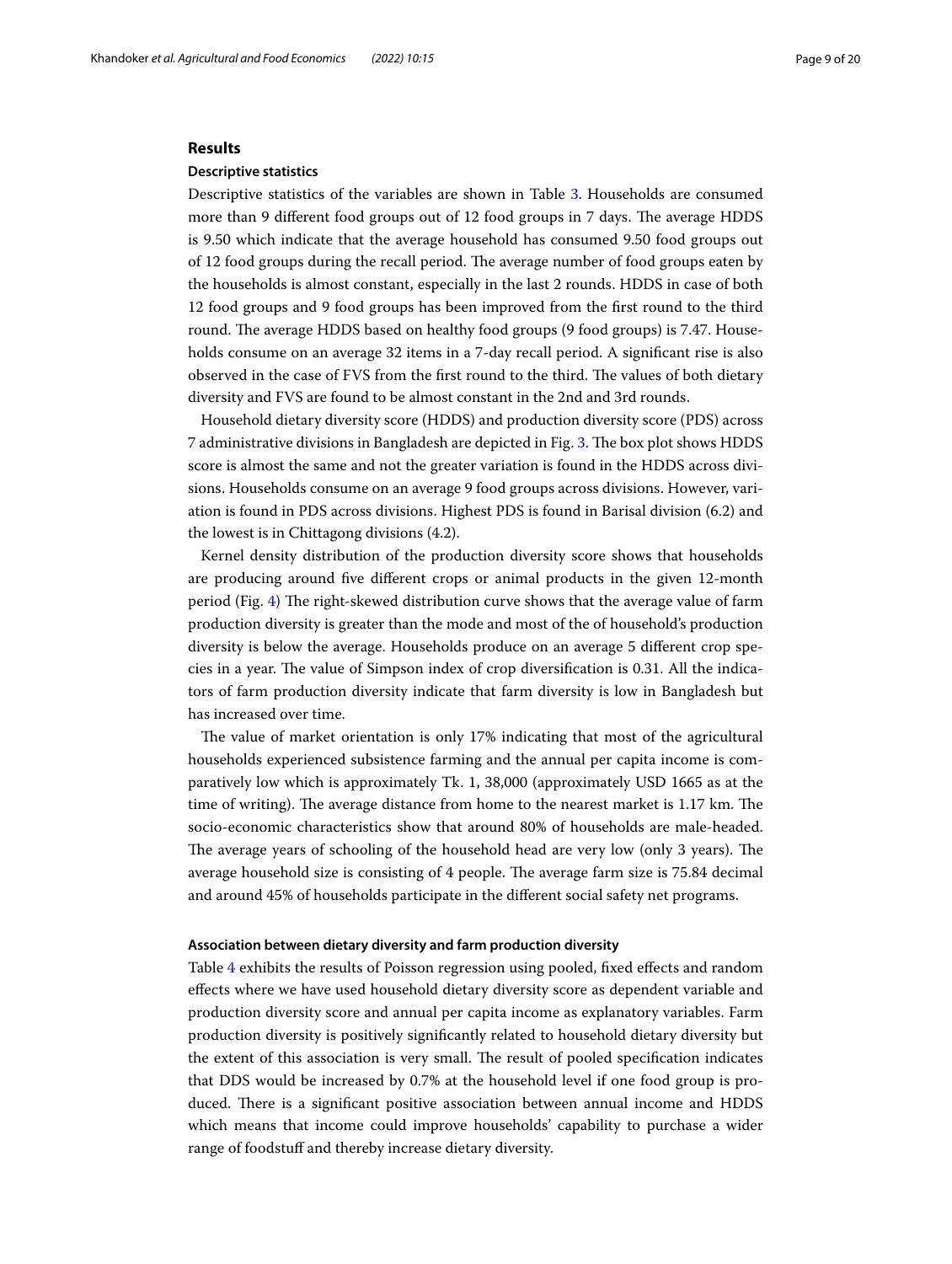## Results

### Descriptive statistics

Descriptive statistics of the variables are shown in Table 3. Households are consumed more than 9 different food groups out of 12 food groups in 7 days. The average HDDS is 9.50 which indicate that the average household has consumed 9.50 food groups out of 12 food groups during the recall period. The average number of food groups eaten by the households is almost constant, especially in the last 2 rounds. HDDS in case of both 12 food groups and 9 food groups has been improved from the first round to the third round. The average HDDS based on healthy food groups (9 food groups) is 7.47. Households consume on an average 32 items in a 7-day recall period. A significant rise is also observed in the case of FVS from the first round to the third. The values of both dietary diversity and FVS are found to be almost constant in the 2nd and 3rd rounds.

Household dietary diversity score (HDDS) and production diversity score (PDS) across 7 administrative divisions in Bangladesh are depicted in Fig. 3. The box plot shows HDDS score is almost the same and not the greater variation is found in the HDDS across divisions. Households consume on an average 9 food groups across divisions. However, variation is found in PDS across divisions. Highest PDS is found in Barisal division (6.2) and the lowest is in Chittagong divisions (4.2).

Kernel density distribution of the production diversity score shows that households are producing around five different crops or animal products in the given 12-month period (Fig. 4) The right-skewed distribution curve shows that the average value of farm production diversity is greater than the mode and most of the of household's production diversity is below the average. Households produce on an average 5 different crop species in a year. The value of Simpson index of crop diversification is 0.31. All the indicators of farm production diversity indicate that farm diversity is low in Bangladesh but has increased over time.

The value of market orientation is only 17% indicating that most of the agricultural households experienced subsistence farming and the annual per capita income is comparatively low which is approximately Tk. 1, 38,000 (approximately USD 1665 as at the time of writing). The average distance from home to the nearest market is 1.17 km. The socio-economic characteristics show that around 80% of households are male-headed. The average years of schooling of the household head are very low (only 3 years). The average household size is consisting of 4 people. The average farm size is 75.84 decimal and around 45% of households participate in the different social safety net programs.

### Association between dietary diversity and farm production diversity

Table 4 exhibits the results of Poisson regression using pooled, fixed effects and random effects where we have used household dietary diversity score as dependent variable and production diversity score and annual per capita income as explanatory variables. Farm production diversity is positively significantly related to household dietary diversity but the extent of this association is very small. The result of pooled specification indicates that DDS would be increased by 0.7% at the household level if one food group is produced. There is a significant positive association between annual income and HDDS which means that income could improve households' capability to purchase a wider range of foodstuff and thereby increase dietary diversity.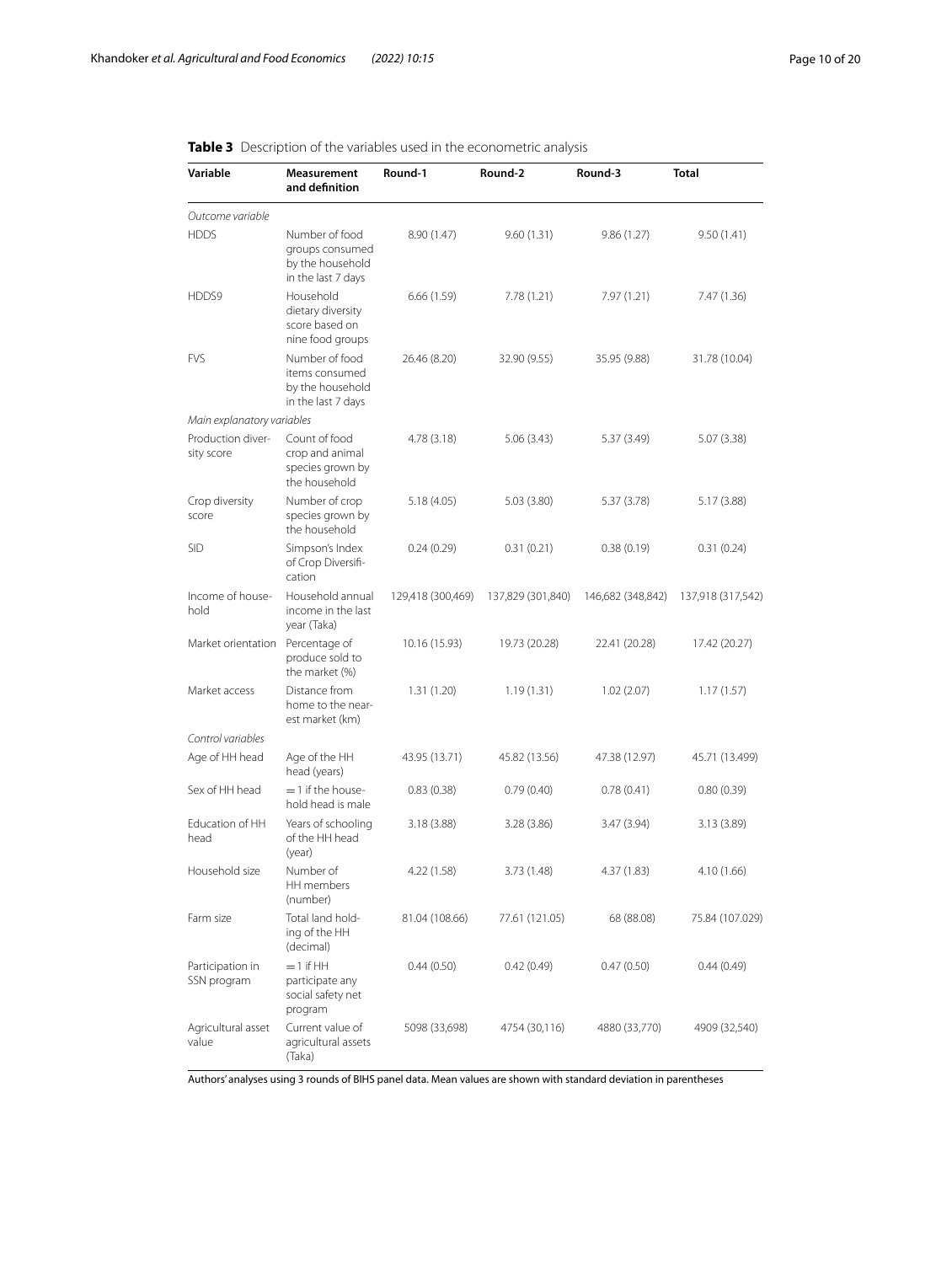**Table 3** Description of the variables used in the econometric analysis

| Variable | Measurement and definition | Round-1 | Round-2 | Round-3 | Total |
|---|---|---|---|---|---|
| *Outcome variable* | | | | | |
| HDDS | Number of food groups consumed by the household in the last 7 days | 8.90 (1.47) | 9.60 (1.31) | 9.86 (1.27) | 9.50 (1.41) |
| HDDS9 | Household dietary diversity score based on nine food groups | 6.66 (1.59) | 7.78 (1.21) | 7.97 (1.21) | 7.47 (1.36) |
| FVS | Number of food items consumed by the household in the last 7 days | 26.46 (8.20) | 32.90 (9.55) | 35.95 (9.88) | 31.78 (10.04) |
| *Main explanatory variables* | | | | | |
| Production diversity score | Count of food crop and animal species grown by the household | 4.78 (3.18) | 5.06 (3.43) | 5.37 (3.49) | 5.07 (3.38) |
| Crop diversity score | Number of crop species grown by the household | 5.18 (4.05) | 5.03 (3.80) | 5.37 (3.78) | 5.17 (3.88) |
| SID | Simpson's Index of Crop Diversification | 0.24 (0.29) | 0.31 (0.21) | 0.38 (0.19) | 0.31 (0.24) |
| Income of household | Household annual income in the last year (Taka) | 129,418 (300,469) | 137,829 (301,840) | 146,682 (348,842) | 137,918 (317,542) |
| Market orientation | Percentage of produce sold to the market (%) | 10.16 (15.93) | 19.73 (20.28) | 22.41 (20.28) | 17.42 (20.27) |
| Market access | Distance from home to the nearest market (km) | 1.31 (1.20) | 1.19 (1.31) | 1.02 (2.07) | 1.17 (1.57) |
| *Control variables* | | | | | |
| Age of HH head | Age of the HH head (years) | 43.95 (13.71) | 45.82 (13.56) | 47.38 (12.97) | 45.71 (13.499) |
| Sex of HH head | = 1 if the household head is male | 0.83 (0.38) | 0.79 (0.40) | 0.78 (0.41) | 0.80 (0.39) |
| Education of HH head | Years of schooling of the HH head (year) | 3.18 (3.88) | 3.28 (3.86) | 3.47 (3.94) | 3.13 (3.89) |
| Household size | Number of HH members (number) | 4.22 (1.58) | 3.73 (1.48) | 4.37 (1.83) | 4.10 (1.66) |
| Farm size | Total land holding of the HH (decimal) | 81.04 (108.66) | 77.61 (121.05) | 68 (88.08) | 75.84 (107.029) |
| Participation in SSN program | = 1 if HH participate any social safety net program | 0.44 (0.50) | 0.42 (0.49) | 0.47 (0.50) | 0.44 (0.49) |
| Agricultural asset value | Current value of agricultural assets (Taka) | 5098 (33,698) | 4754 (30,116) | 4880 (33,770) | 4909 (32,540) |

Authors' analyses using 3 rounds of BIHS panel data. Mean values are shown with standard deviation in parentheses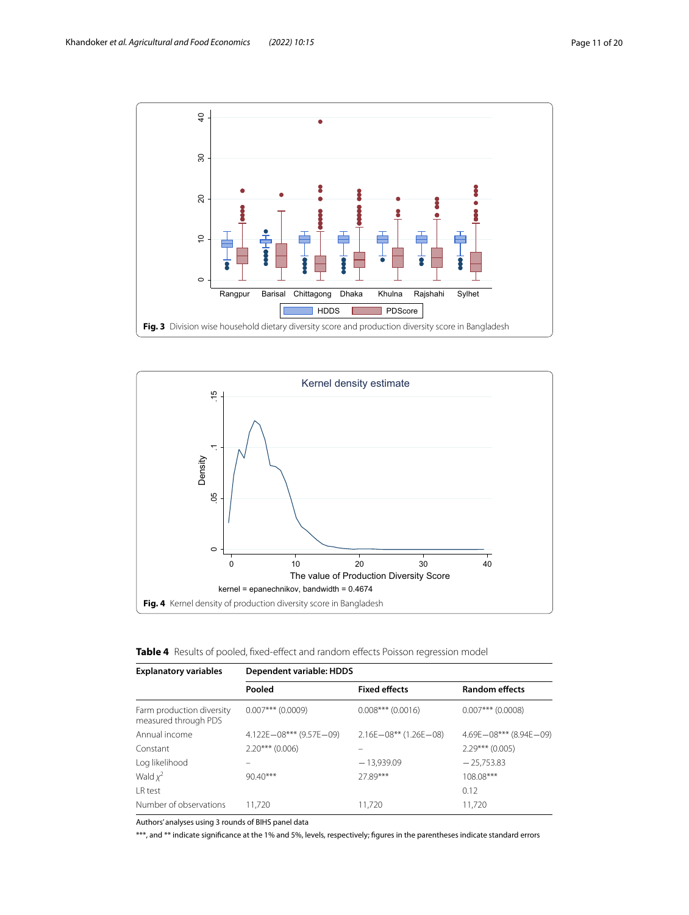Fig. 3 Division wise household dietary diversity score and production diversity score in Bangladesh

Fig. 4 Kernel density of production diversity score in Bangladesh

**Table 4** Results of pooled, fixed-effect and random effects Poisson regression model

| Explanatory variables | Dependent variable: HDDS | | |
|---|---|---|---|
| | Pooled | Fixed effects | Random effects |
| Farm production diversity measured through PDS | 0.007*** (0.0009) | 0.008*** (0.0016) | 0.007*** (0.0008) |
| Annual income | 4.122E−08*** (9.57E−09) | 2.16E−08** (1.26E−08) | 4.69E−08*** (8.94E−09) |
| Constant | 2.20*** (0.006) | – | 2.29*** (0.005) |
| Log likelihood | – | −13,939.09 | −25,753.83 |
| Wald $\chi^2$ | 90.40*** | 27.89*** | 108.08*** |
| LR test | | | 0.12 |
| Number of observations | 11,720 | 11,720 | 11,720 |

Authors' analyses using 3 rounds of BIHS panel data

***, and ** indicate significance at the 1% and 5%, levels, respectively; figures in the parentheses indicate standard errors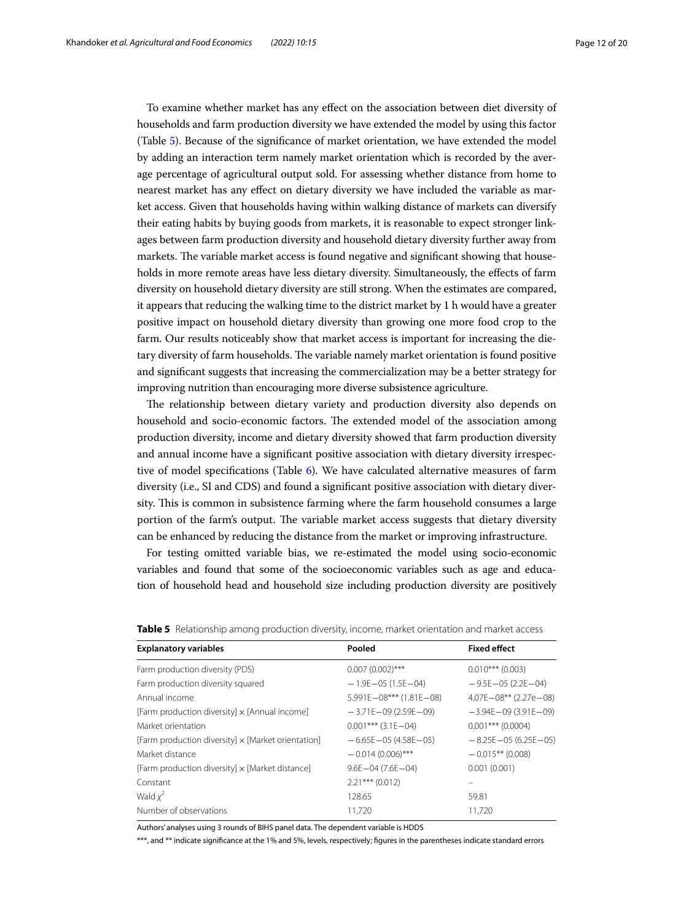To examine whether market has any effect on the association between diet diversity of households and farm production diversity we have extended the model by using this factor (Table 5). Because of the significance of market orientation, we have extended the model by adding an interaction term namely market orientation which is recorded by the average percentage of agricultural output sold. For assessing whether distance from home to nearest market has any effect on dietary diversity we have included the variable as market access. Given that households having within walking distance of markets can diversify their eating habits by buying goods from markets, it is reasonable to expect stronger linkages between farm production diversity and household dietary diversity further away from markets. The variable market access is found negative and significant showing that households in more remote areas have less dietary diversity. Simultaneously, the effects of farm diversity on household dietary diversity are still strong. When the estimates are compared, it appears that reducing the walking time to the district market by 1 h would have a greater positive impact on household dietary diversity than growing one more food crop to the farm. Our results noticeably show that market access is important for increasing the dietary diversity of farm households. The variable namely market orientation is found positive and significant suggests that increasing the commercialization may be a better strategy for improving nutrition than encouraging more diverse subsistence agriculture.

The relationship between dietary variety and production diversity also depends on household and socio-economic factors. The extended model of the association among production diversity, income and dietary diversity showed that farm production diversity and annual income have a significant positive association with dietary diversity irrespective of model specifications (Table 6). We have calculated alternative measures of farm diversity (i.e., SI and CDS) and found a significant positive association with dietary diversity. This is common in subsistence farming where the farm household consumes a large portion of the farm's output. The variable market access suggests that dietary diversity can be enhanced by reducing the distance from the market or improving infrastructure.

For testing omitted variable bias, we re-estimated the model using socio-economic variables and found that some of the socioeconomic variables such as age and education of household head and household size including production diversity are positively

**Table 5** Relationship among production diversity, income, market orientation and market access

| Explanatory variables | Pooled | Fixed effect |
|---|---|---|
| Farm production diversity (PDS) | 0.007 (0.002)*** | 0.010*** (0.003) |
| Farm production diversity squared | −1.9E−05 (1.5E−04) | −9.5E−05 (2.2E−04) |
| Annual income | 5.991E−08*** (1.81E−08) | 4.07E−08** (2.27e−08) |
| [Farm production diversity] × [Annual income] | −3.71E−09 (2.59E−09) | −3.94E−09 (3.91E−09) |
| Market orientation | 0.001*** (3.1E−04) | 0.001*** (0.0004) |
| [Farm production diversity] × [Market orientation] | −6.65E−05 (4.58E−05) | −8.25E−05 (6.25E−05) |
| Market distance | −0.014 (0.006)*** | −0.015** (0.008) |
| [Farm production diversity] × [Market distance] | 9.6E−04 (7.6E−04) | 0.001 (0.001) |
| Constant | 2.21*** (0.012) | – |
| Wald $\chi^2$ | 128.65 | 59.81 |
| Number of observations | 11,720 | 11,720 |

Authors' analyses using 3 rounds of BIHS panel data. The dependent variable is HDDS

***, and ** indicate significance at the 1% and 5%, levels, respectively; figures in the parentheses indicate standard errors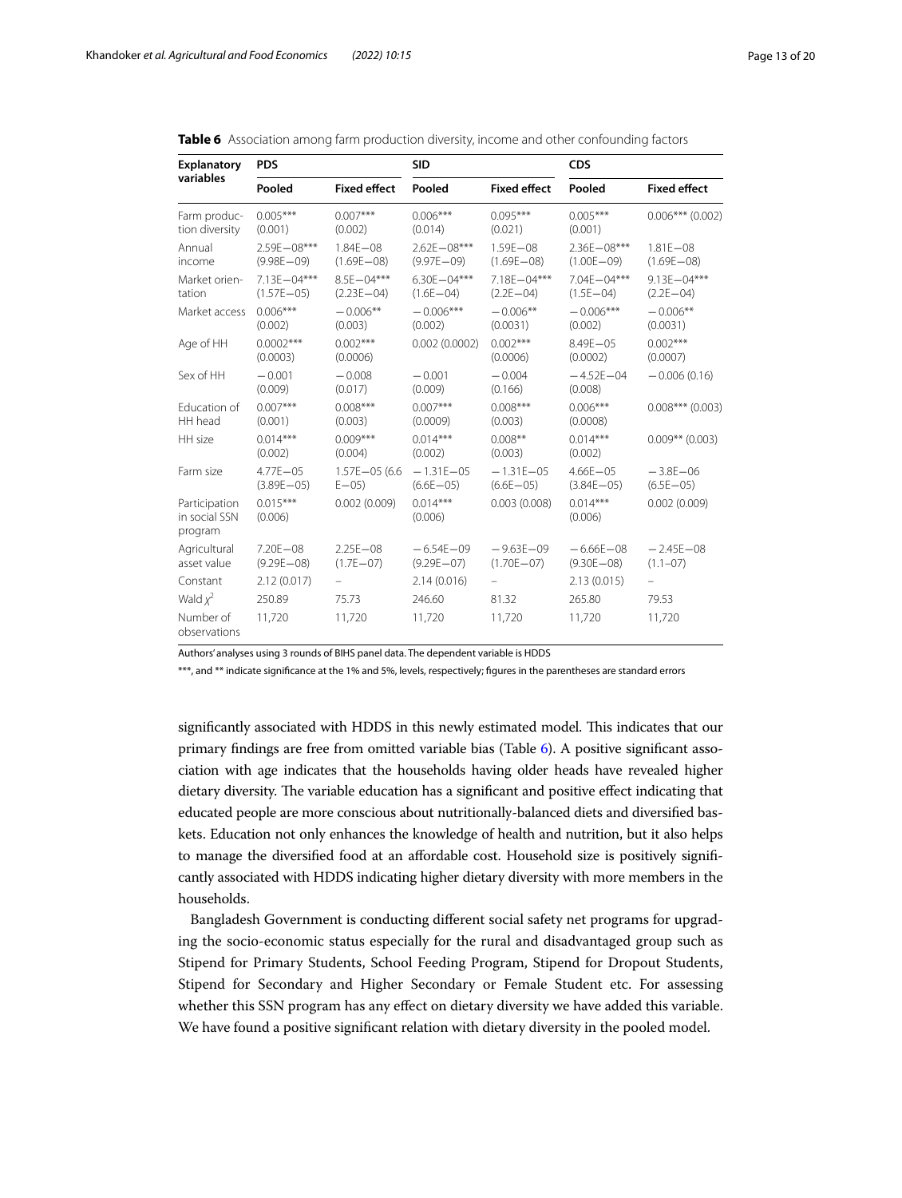**Table 6** Association among farm production diversity, income and other confounding factors

| Explanatory variables | PDS | | SID | | CDS | |
|---|---|---|---|---|---|---|
| | Pooled | Fixed effect | Pooled | Fixed effect | Pooled | Fixed effect |
| Farm production diversity | 0.005*** (0.001) | 0.007*** (0.002) | 0.006*** (0.014) | 0.095*** (0.021) | 0.005*** (0.001) | 0.006*** (0.002) |
| Annual income | 2.59E−08*** (9.98E−09) | 1.84E−08 (1.69E−08) | 2.62E−08*** (9.97E−09) | 1.59E−08 (1.69E−08) | 2.36E−08*** (1.00E−09) | 1.81E−08 (1.69E−08) |
| Market orientation | 7.13E−04*** (1.57E−05) | 8.5E−04*** (2.23E−04) | 6.30E−04*** (1.6E−04) | 7.18E−04*** (2.2E−04) | 7.04E−04*** (1.5E−04) | 9.13E−04*** (2.2E−04) |
| Market access | 0.006*** (0.002) | −0.006** (0.003) | −0.006*** (0.002) | −0.006** (0.0031) | −0.006*** (0.002) | −0.006** (0.0031) |
| Age of HH | 0.0002*** (0.0003) | 0.002*** (0.0006) | 0.002 (0.0002) | 0.002*** (0.0006) | 8.49E−05 (0.0002) | 0.002*** (0.0007) |
| Sex of HH | −0.001 (0.009) | −0.008 (0.017) | −0.001 (0.009) | −0.004 (0.166) | −4.52E−04 (0.008) | −0.006 (0.16) |
| Education of HH head | 0.007*** (0.001) | 0.008*** (0.003) | 0.007*** (0.0009) | 0.008*** (0.003) | 0.006*** (0.0008) | 0.008*** (0.003) |
| HH size | 0.014*** (0.002) | 0.009*** (0.004) | 0.014*** (0.002) | 0.008** (0.003) | 0.014*** (0.002) | 0.009** (0.003) |
| Farm size | 4.77E−05 (3.89E−05) | 1.57E−05 (6.6 E−05) | −1.31E−05 (6.6E−05) | −1.31E−05 (6.6E−05) | 4.66E−05 (3.84E−05) | −3.8E−06 (6.5E−05) |
| Participation in social SSN program | 0.015*** (0.006) | 0.002 (0.009) | 0.014*** (0.006) | 0.003 (0.008) | 0.014*** (0.006) | 0.002 (0.009) |
| Agricultural asset value | 7.20E−08 (9.29E−08) | 2.25E−08 (1.7E−07) | −6.54E−09 (9.29E−07) | −9.63E−09 (1.70E−07) | −6.66E−08 (9.30E−08) | −2.45E−08 (1.1−07) |
| Constant | 2.12 (0.017) | – | 2.14 (0.016) | – | 2.13 (0.015) | – |
| Wald $\chi^2$ | 250.89 | 75.73 | 246.60 | 81.32 | 265.80 | 79.53 |
| Number of observations | 11,720 | 11,720 | 11,720 | 11,720 | 11,720 | 11,720 |

Authors' analyses using 3 rounds of BIHS panel data. The dependent variable is HDDS

***, and ** indicate significance at the 1% and 5%, levels, respectively; figures in the parentheses are standard errors

significantly associated with HDDS in this newly estimated model. This indicates that our primary findings are free from omitted variable bias (Table 6). A positive significant association with age indicates that the households having older heads have revealed higher dietary diversity. The variable education has a significant and positive effect indicating that educated people are more conscious about nutritionally-balanced diets and diversified baskets. Education not only enhances the knowledge of health and nutrition, but it also helps to manage the diversified food at an affordable cost. Household size is positively significantly associated with HDDS indicating higher dietary diversity with more members in the households.

Bangladesh Government is conducting different social safety net programs for upgrading the socio-economic status especially for the rural and disadvantaged group such as Stipend for Primary Students, School Feeding Program, Stipend for Dropout Students, Stipend for Secondary and Higher Secondary or Female Student etc. For assessing whether this SSN program has any effect on dietary diversity we have added this variable. We have found a positive significant relation with dietary diversity in the pooled model.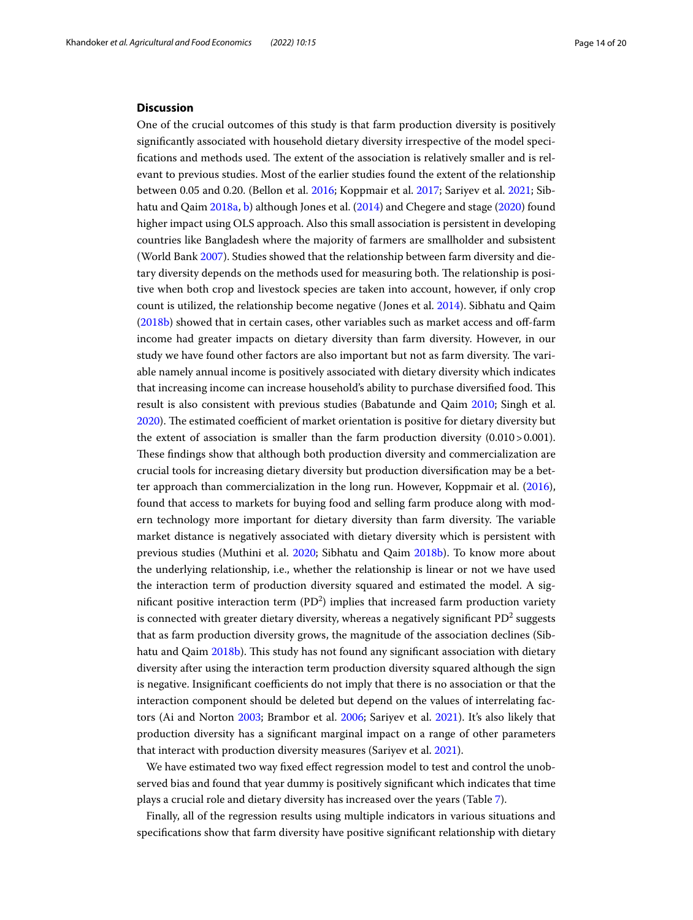## Discussion

One of the crucial outcomes of this study is that farm production diversity is positively significantly associated with household dietary diversity irrespective of the model specifications and methods used. The extent of the association is relatively smaller and is relevant to previous studies. Most of the earlier studies found the extent of the relationship between 0.05 and 0.20. (Bellon et al. 2016; Koppmair et al. 2017; Sariyev et al. 2021; Sibhatu and Qaim 2018a, b) although Jones et al. (2014) and Chegere and stage (2020) found higher impact using OLS approach. Also this small association is persistent in developing countries like Bangladesh where the majority of farmers are smallholder and subsistent (World Bank 2007). Studies showed that the relationship between farm diversity and dietary diversity depends on the methods used for measuring both. The relationship is positive when both crop and livestock species are taken into account, however, if only crop count is utilized, the relationship become negative (Jones et al. 2014). Sibhatu and Qaim (2018b) showed that in certain cases, other variables such as market access and off-farm income had greater impacts on dietary diversity than farm diversity. However, in our study we have found other factors are also important but not as farm diversity. The variable namely annual income is positively associated with dietary diversity which indicates that increasing income can increase household's ability to purchase diversified food. This result is also consistent with previous studies (Babatunde and Qaim 2010; Singh et al. 2020). The estimated coefficient of market orientation is positive for dietary diversity but the extent of association is smaller than the farm production diversity ($0.010 > 0.001$). These findings show that although both production diversity and commercialization are crucial tools for increasing dietary diversity but production diversification may be a better approach than commercialization in the long run. However, Koppmair et al. (2016), found that access to markets for buying food and selling farm produce along with modern technology more important for dietary diversity than farm diversity. The variable market distance is negatively associated with dietary diversity which is persistent with previous studies (Muthini et al. 2020; Sibhatu and Qaim 2018b). To know more about the underlying relationship, i.e., whether the relationship is linear or not we have used the interaction term of production diversity squared and estimated the model. A significant positive interaction term ($PD^2$) implies that increased farm production variety is connected with greater dietary diversity, whereas a negatively significant $PD^2$ suggests that as farm production diversity grows, the magnitude of the association declines (Sibhatu and Qaim 2018b). This study has not found any significant association with dietary diversity after using the interaction term production diversity squared although the sign is negative. Insignificant coefficients do not imply that there is no association or that the interaction component should be deleted but depend on the values of interrelating factors (Ai and Norton 2003; Brambor et al. 2006; Sariyev et al. 2021). It's also likely that production diversity has a significant marginal impact on a range of other parameters that interact with production diversity measures (Sariyev et al. 2021).

We have estimated two way fixed effect regression model to test and control the unobserved bias and found that year dummy is positively significant which indicates that time plays a crucial role and dietary diversity has increased over the years (Table 7).

Finally, all of the regression results using multiple indicators in various situations and specifications show that farm diversity have positive significant relationship with dietary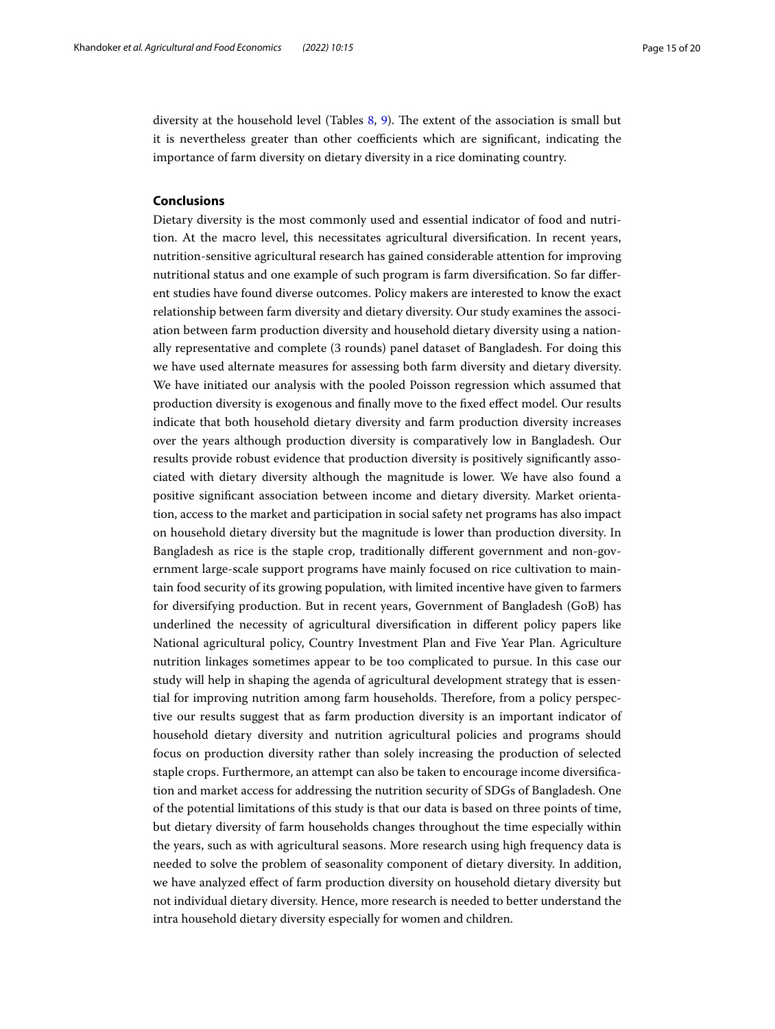diversity at the household level (Tables 8, 9). The extent of the association is small but it is nevertheless greater than other coefficients which are significant, indicating the importance of farm diversity on dietary diversity in a rice dominating country.

## Conclusions

Dietary diversity is the most commonly used and essential indicator of food and nutrition. At the macro level, this necessitates agricultural diversification. In recent years, nutrition-sensitive agricultural research has gained considerable attention for improving nutritional status and one example of such program is farm diversification. So far different studies have found diverse outcomes. Policy makers are interested to know the exact relationship between farm diversity and dietary diversity. Our study examines the association between farm production diversity and household dietary diversity using a nationally representative and complete (3 rounds) panel dataset of Bangladesh. For doing this we have used alternate measures for assessing both farm diversity and dietary diversity. We have initiated our analysis with the pooled Poisson regression which assumed that production diversity is exogenous and finally move to the fixed effect model. Our results indicate that both household dietary diversity and farm production diversity increases over the years although production diversity is comparatively low in Bangladesh. Our results provide robust evidence that production diversity is positively significantly associated with dietary diversity although the magnitude is lower. We have also found a positive significant association between income and dietary diversity. Market orientation, access to the market and participation in social safety net programs has also impact on household dietary diversity but the magnitude is lower than production diversity. In Bangladesh as rice is the staple crop, traditionally different government and non-government large-scale support programs have mainly focused on rice cultivation to maintain food security of its growing population, with limited incentive have given to farmers for diversifying production. But in recent years, Government of Bangladesh (GoB) has underlined the necessity of agricultural diversification in different policy papers like National agricultural policy, Country Investment Plan and Five Year Plan. Agriculture nutrition linkages sometimes appear to be too complicated to pursue. In this case our study will help in shaping the agenda of agricultural development strategy that is essential for improving nutrition among farm households. Therefore, from a policy perspective our results suggest that as farm production diversity is an important indicator of household dietary diversity and nutrition agricultural policies and programs should focus on production diversity rather than solely increasing the production of selected staple crops. Furthermore, an attempt can also be taken to encourage income diversification and market access for addressing the nutrition security of SDGs of Bangladesh. One of the potential limitations of this study is that our data is based on three points of time, but dietary diversity of farm households changes throughout the time especially within the years, such as with agricultural seasons. More research using high frequency data is needed to solve the problem of seasonality component of dietary diversity. In addition, we have analyzed effect of farm production diversity on household dietary diversity but not individual dietary diversity. Hence, more research is needed to better understand the intra household dietary diversity especially for women and children.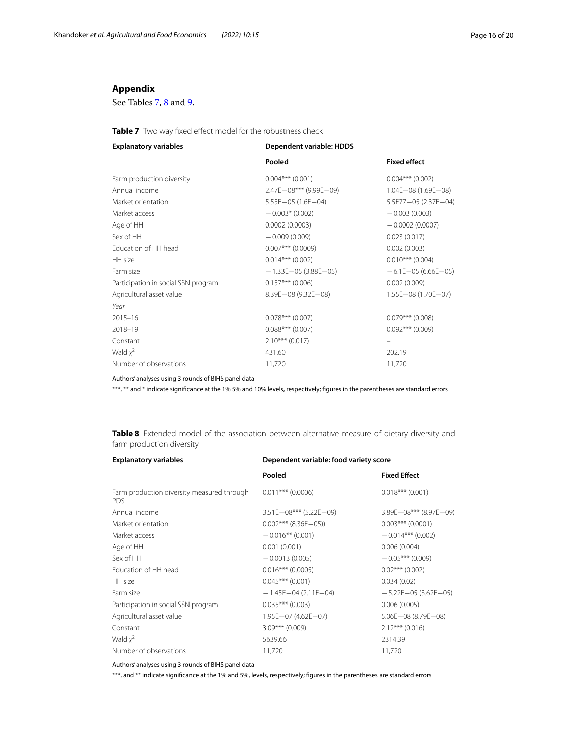## Appendix

See Tables 7, 8 and 9.

**Table 7** Two way fixed effect model for the robustness check

| Explanatory variables | Dependent variable: HDDS | |
|---|---|---|
| | Pooled | Fixed effect |
| Farm production diversity | 0.004*** (0.001) | 0.004*** (0.002) |
| Annual income | 2.47E−08*** (9.99E−09) | 1.04E−08 (1.69E−08) |
| Market orientation | 5.55E−05 (1.6E−04) | 5.5E77−05 (2.37E−04) |
| Market access | −0.003* (0.002) | −0.003 (0.003) |
| Age of HH | 0.0002 (0.0003) | −0.0002 (0.0007) |
| Sex of HH | −0.009 (0.009) | 0.023 (0.017) |
| Education of HH head | 0.007*** (0.0009) | 0.002 (0.003) |
| HH size | 0.014*** (0.002) | 0.010*** (0.004) |
| Farm size | −1.33E−05 (3.88E−05) | −6.1E−05 (6.66E−05) |
| Participation in social SSN program | 0.157*** (0.006) | 0.002 (0.009) |
| Agricultural asset value | 8.39E−08 (9.32E−08) | 1.55E−08 (1.70E−07) |
| *Year* | | |
| 2015–16 | 0.078*** (0.007) | 0.079*** (0.008) |
| 2018–19 | 0.088*** (0.007) | 0.092*** (0.009) |
| Constant | 2.10*** (0.017) | – |
| Wald $\chi^2$ | 431.60 | 202.19 |
| Number of observations | 11,720 | 11,720 |

Authors' analyses using 3 rounds of BIHS panel data

***, ** and * indicate significance at the 1% 5% and 10% levels, respectively; figures in the parentheses are standard errors

**Table 8** Extended model of the association between alternative measure of dietary diversity and farm production diversity

| Explanatory variables | Dependent variable: food variety score | |
|---|---|---|
| | Pooled | Fixed Effect |
| Farm production diversity measured through PDS | 0.011*** (0.0006) | 0.018*** (0.001) |
| Annual income | 3.51E−08*** (5.22E−09) | 3.89E−08*** (8.97E−09) |
| Market orientation | 0.002*** (8.36E−05)) | 0.003*** (0.0001) |
| Market access | −0.016** (0.001) | −0.014*** (0.002) |
| Age of HH | 0.001 (0.001) | 0.006 (0.004) |
| Sex of HH | −0.0013 (0.005) | −0.05*** (0.009) |
| Education of HH head | 0.016*** (0.0005) | 0.02*** (0.002) |
| HH size | 0.045*** (0.001) | 0.034 (0.02) |
| Farm size | −1.45E−04 (2.11E−04) | −5.22E−05 (3.62E−05) |
| Participation in social SSN program | 0.035*** (0.003) | 0.006 (0.005) |
| Agricultural asset value | 1.95E−07 (4.62E−07) | 5.06E−08 (8.79E−08) |
| Constant | 3.09*** (0.009) | 2.12*** (0.016) |
| Wald $\chi^2$ | 5639.66 | 2314.39 |
| Number of observations | 11,720 | 11,720 |

Authors' analyses using 3 rounds of BIHS panel data

***, and ** indicate significance at the 1% and 5%, levels, respectively; figures in the parentheses are standard errors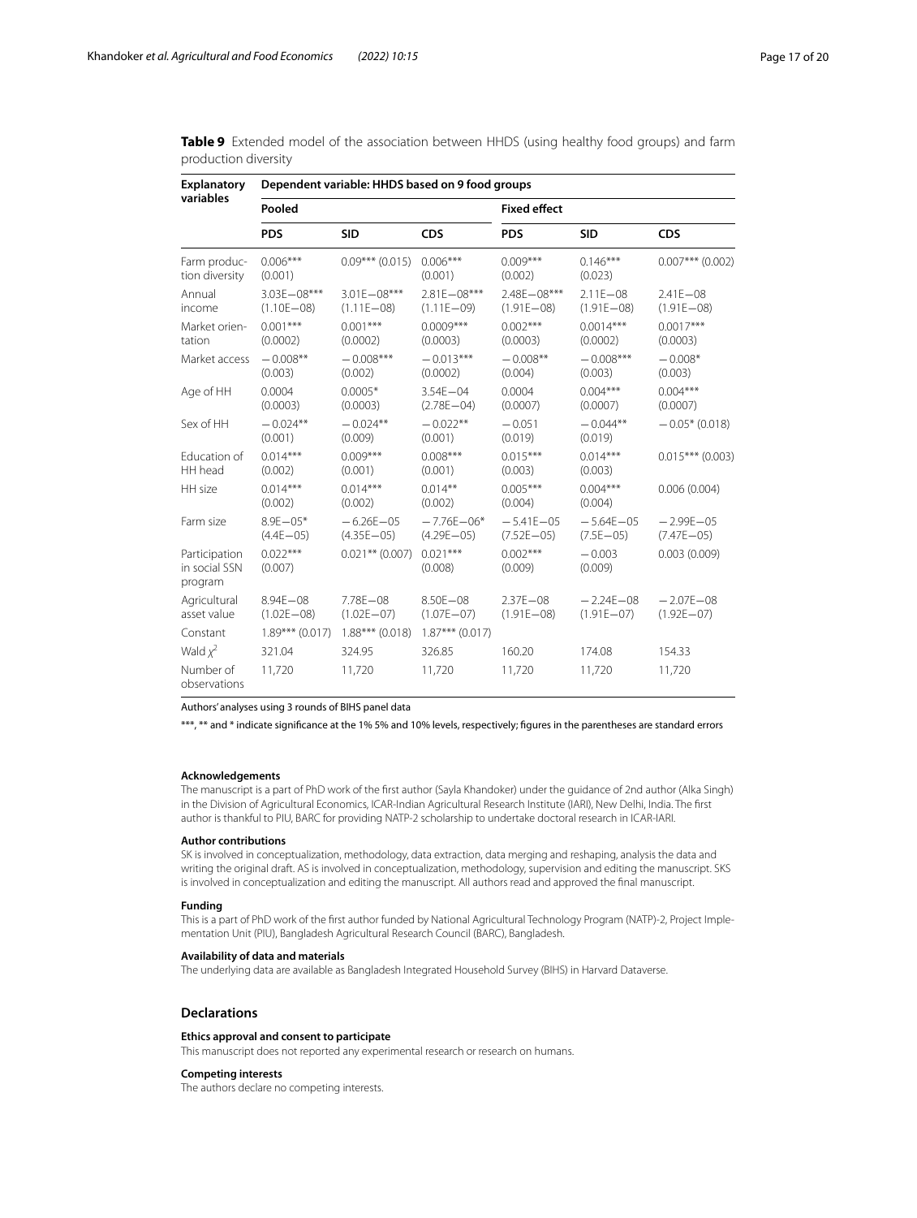**Table 9** Extended model of the association between HHDS (using healthy food groups) and farm production diversity

| Explanatory variables | Dependent variable: HHDS based on 9 food groups | | | | | |
|---|---|---|---|---|---|---|
| | Pooled | | | Fixed effect | | |
| | PDS | SID | CDS | PDS | SID | CDS |
| Farm production diversity | 0.006*** (0.001) | 0.09*** (0.015) | 0.006*** (0.001) | 0.009*** (0.002) | 0.146*** (0.023) | 0.007*** (0.002) |
| Annual income | 3.03E−08*** (1.10E−08) | 3.01E−08*** (1.11E−08) | 2.81E−08*** (1.11E−09) | 2.48E−08*** (1.91E−08) | 2.11E−08 (1.91E−08) | 2.41E−08 (1.91E−08) |
| Market orientation | 0.001*** (0.0002) | 0.001*** (0.0002) | 0.0009*** (0.0003) | 0.002*** (0.0003) | 0.0014*** (0.0002) | 0.0017*** (0.0003) |
| Market access | −0.008** (0.003) | −0.008*** (0.002) | −0.013*** (0.0002) | −0.008** (0.004) | −0.008*** (0.003) | −0.008* (0.003) |
| Age of HH | 0.0004 (0.0003) | 0.0005* (0.0003) | 3.54E−04 (2.78E−04) | 0.0004 (0.0007) | 0.004*** (0.0007) | 0.004*** (0.0007) |
| Sex of HH | −0.024** (0.001) | −0.024** (0.009) | −0.022** (0.001) | −0.051 (0.019) | −0.044** (0.019) | −0.05* (0.018) |
| Education of HH head | 0.014*** (0.002) | 0.009*** (0.001) | 0.008*** (0.001) | 0.015*** (0.003) | 0.014*** (0.003) | 0.015*** (0.003) |
| HH size | 0.014*** (0.002) | 0.014*** (0.002) | 0.014** (0.002) | 0.005*** (0.004) | 0.004*** (0.004) | 0.006 (0.004) |
| Farm size | 8.9E−05* (4.4E−05) | −6.26E−05 (4.35E−05) | −7.76E−06* (4.29E−05) | −5.41E−05 (7.52E−05) | −5.64E−05 (7.5E−05) | −2.99E−05 (7.47E−05) |
| Participation in social SSN program | 0.022*** (0.007) | 0.021** (0.007) | 0.021*** (0.008) | 0.002*** (0.009) | −0.003 (0.009) | 0.003 (0.009) |
| Agricultural asset value | 8.94E−08 (1.02E−08) | 7.78E−08 (1.02E−07) | 8.50E−08 (1.07E−07) | 2.37E−08 (1.91E−08) | −2.24E−08 (1.91E−07) | −2.07E−08 (1.92E−07) |
| Constant | 1.89*** (0.017) | 1.88*** (0.018) | 1.87*** (0.017) | | | |
| Wald $\chi^2$ | 321.04 | 324.95 | 326.85 | 160.20 | 174.08 | 154.33 |
| Number of observations | 11,720 | 11,720 | 11,720 | 11,720 | 11,720 | 11,720 |

Authors' analyses using 3 rounds of BIHS panel data

***, ** and * indicate significance at the 1% 5% and 10% levels, respectively; figures in the parentheses are standard errors

#### Acknowledgements
The manuscript is a part of PhD work of the first author (Sayla Khandoker) under the guidance of 2nd author (Alka Singh) in the Division of Agricultural Economics, ICAR-Indian Agricultural Research Institute (IARI), New Delhi, India. The first author is thankful to PIU, BARC for providing NATP-2 scholarship to undertake doctoral research in ICAR-IARI.

#### Author contributions
SK is involved in conceptualization, methodology, data extraction, data merging and reshaping, analysis the data and writing the original draft. AS is involved in conceptualization, methodology, supervision and editing the manuscript. SKS is involved in conceptualization and editing the manuscript. All authors read and approved the final manuscript.

#### Funding
This is a part of PhD work of the first author funded by National Agricultural Technology Program (NATP)-2, Project Implementation Unit (PIU), Bangladesh Agricultural Research Council (BARC), Bangladesh.

#### Availability of data and materials
The underlying data are available as Bangladesh Integrated Household Survey (BIHS) in Harvard Dataverse.

## Declarations

#### Ethics approval and consent to participate
This manuscript does not reported any experimental research or research on humans.

#### Competing interests
The authors declare no competing interests.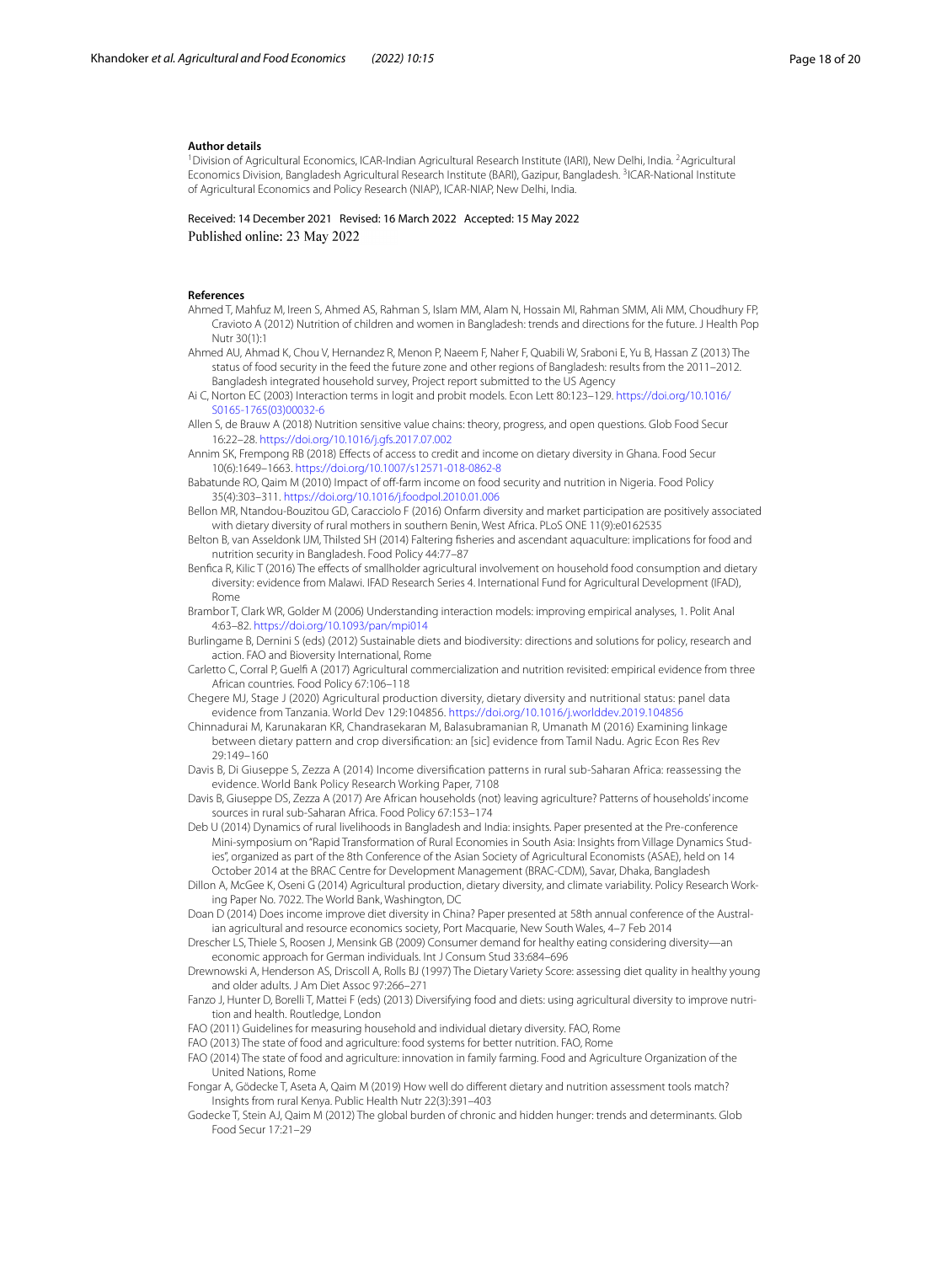**Author details**

[1] Division of Agricultural Economics, ICAR-Indian Agricultural Research Institute (IARI), New Delhi, India. [2] Agricultural Economics Division, Bangladesh Agricultural Research Institute (BARI), Gazipur, Bangladesh. [3] ICAR-National Institute of Agricultural Economics and Policy Research (NIAP), ICAR-NIAP, New Delhi, India.

Received: 14 December 2021 Revised: 16 March 2022 Accepted: 15 May 2022
Published online: 23 May 2022

**References**

Ahmed T, Mahfuz M, Ireen S, Ahmed AS, Rahman S, Islam MM, Alam N, Hossain MI, Rahman SMM, Ali MM, Choudhury FP, Cravioto A (2012) Nutrition of children and women in Bangladesh: trends and directions for the future. J Health Pop Nutr 30(1):1

Ahmed AU, Ahmad K, Chou V, Hernandez R, Menon P, Naeem F, Naher F, Quabili W, Sraboni E, Yu B, Hassan Z (2013) The status of food security in the feed the future zone and other regions of Bangladesh: results from the 2011–2012. Bangladesh integrated household survey, Project report submitted to the US Agency

Ai C, Norton EC (2003) Interaction terms in logit and probit models. Econ Lett 80:123–129. https://doi.org/10.1016/S0165-1765(03)00032-6

Allen S, de Brauw A (2018) Nutrition sensitive value chains: theory, progress, and open questions. Glob Food Secur 16:22–28. https://doi.org/10.1016/j.gfs.2017.07.002

Annim SK, Frempong RB (2018) Effects of access to credit and income on dietary diversity in Ghana. Food Secur 10(6):1649–1663. https://doi.org/10.1007/s12571-018-0862-8

Babatunde RO, Qaim M (2010) Impact of off-farm income on food security and nutrition in Nigeria. Food Policy 35(4):303–311. https://doi.org/10.1016/j.foodpol.2010.01.006

Bellon MR, Ntandou-Bouzitou GD, Caracciolo F (2016) Onfarm diversity and market participation are positively associated with dietary diversity of rural mothers in southern Benin, West Africa. PLoS ONE 11(9):e0162535

Belton B, van Asseldonk IJM, Thilsted SH (2014) Faltering fisheries and ascendant aquaculture: implications for food and nutrition security in Bangladesh. Food Policy 44:77–87

Benfica R, Kilic T (2016) The effects of smallholder agricultural involvement on household food consumption and dietary diversity: evidence from Malawi. IFAD Research Series 4. International Fund for Agricultural Development (IFAD), Rome

Brambor T, Clark WR, Golder M (2006) Understanding interaction models: improving empirical analyses, 1. Polit Anal 4:63–82. https://doi.org/10.1093/pan/mpi014

Burlingame B, Dernini S (eds) (2012) Sustainable diets and biodiversity: directions and solutions for policy, research and action. FAO and Bioversity International, Rome

Carletto C, Corral P, Guelfi A (2017) Agricultural commercialization and nutrition revisited: empirical evidence from three African countries. Food Policy 67:106–118

Chegere MJ, Stage J (2020) Agricultural production diversity, dietary diversity and nutritional status: panel data evidence from Tanzania. World Dev 129:104856. https://doi.org/10.1016/j.worlddev.2019.104856

Chinnadurai M, Karunakaran KR, Chandrasekaran M, Balasubramanian R, Umanath M (2016) Examining linkage between dietary pattern and crop diversification: an [sic] evidence from Tamil Nadu. Agric Econ Res Rev 29:149–160

Davis B, Di Giuseppe S, Zezza A (2014) Income diversification patterns in rural sub-Saharan Africa: reassessing the evidence. World Bank Policy Research Working Paper, 7108

Davis B, Giuseppe DS, Zezza A (2017) Are African households (not) leaving agriculture? Patterns of households' income sources in rural sub-Saharan Africa. Food Policy 67:153–174

Deb U (2014) Dynamics of rural livelihoods in Bangladesh and India: insights. Paper presented at the Pre-conference Mini-symposium on "Rapid Transformation of Rural Economies in South Asia: Insights from Village Dynamics Studies", organized as part of the 8th Conference of the Asian Society of Agricultural Economists (ASAE), held on 14 October 2014 at the BRAC Centre for Development Management (BRAC-CDM), Savar, Dhaka, Bangladesh

Dillon A, McGee K, Oseni G (2014) Agricultural production, dietary diversity, and climate variability. Policy Research Working Paper No. 7022. The World Bank, Washington, DC

Doan D (2014) Does income improve diet diversity in China? Paper presented at 58th annual conference of the Australian agricultural and resource economics society, Port Macquarie, New South Wales, 4–7 Feb 2014

Drescher LS, Thiele S, Roosen J, Mensink GB (2009) Consumer demand for healthy eating considering diversity—an economic approach for German individuals. Int J Consum Stud 33:684–696

Drewnowski A, Henderson AS, Driscoll A, Rolls BJ (1997) The Dietary Variety Score: assessing diet quality in healthy young and older adults. J Am Diet Assoc 97:266–271

Fanzo J, Hunter D, Borelli T, Mattei F (eds) (2013) Diversifying food and diets: using agricultural diversity to improve nutrition and health. Routledge, London

FAO (2011) Guidelines for measuring household and individual dietary diversity. FAO, Rome

FAO (2013) The state of food and agriculture: food systems for better nutrition. FAO, Rome

FAO (2014) The state of food and agriculture: innovation in family farming. Food and Agriculture Organization of the United Nations, Rome

Fongar A, Gödecke T, Aseta A, Qaim M (2019) How well do different dietary and nutrition assessment tools match? Insights from rural Kenya. Public Health Nutr 22(3):391–403

Godecke T, Stein AJ, Qaim M (2012) The global burden of chronic and hidden hunger: trends and determinants. Glob Food Secur 17:21–29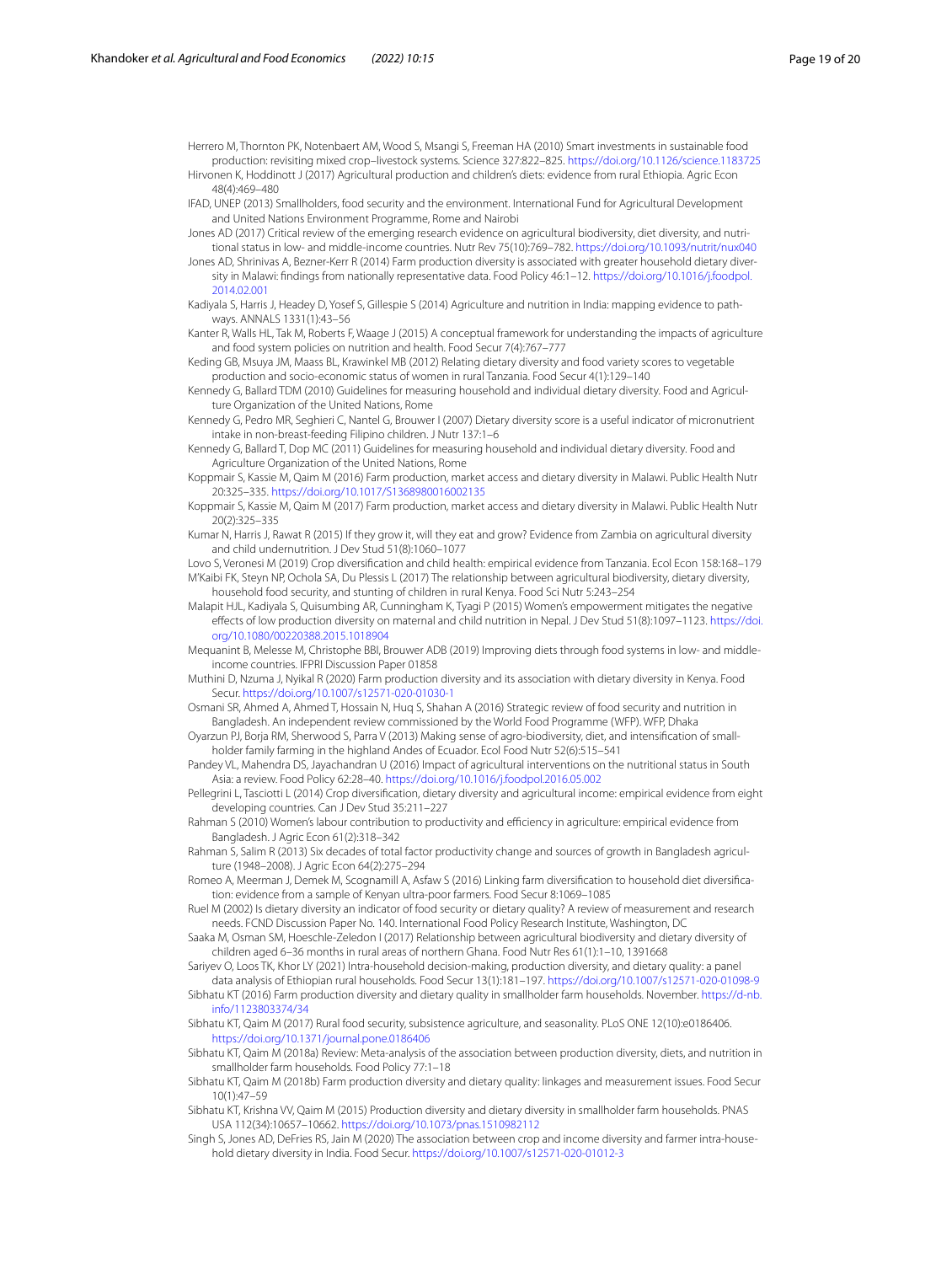Herrero M, Thornton PK, Notenbaert AM, Wood S, Msangi S, Freeman HA (2010) Smart investments in sustainable food production: revisiting mixed crop–livestock systems. Science 327:822–825. https://doi.org/10.1126/science.1183725

Hirvonen K, Hoddinott J (2017) Agricultural production and children's diets: evidence from rural Ethiopia. Agric Econ 48(4):469–480

IFAD, UNEP (2013) Smallholders, food security and the environment. International Fund for Agricultural Development and United Nations Environment Programme, Rome and Nairobi

Jones AD (2017) Critical review of the emerging research evidence on agricultural biodiversity, diet diversity, and nutritional status in low- and middle-income countries. Nutr Rev 75(10):769–782. https://doi.org/10.1093/nutrit/nux040

Jones AD, Shrinivas A, Bezner-Kerr R (2014) Farm production diversity is associated with greater household dietary diversity in Malawi: findings from nationally representative data. Food Policy 46:1–12. https://doi.org/10.1016/j.foodpol.2014.02.001

Kadiyala S, Harris J, Headey D, Yosef S, Gillespie S (2014) Agriculture and nutrition in India: mapping evidence to pathways. ANNALS 1331(1):43–56

Kanter R, Walls HL, Tak M, Roberts F, Waage J (2015) A conceptual framework for understanding the impacts of agriculture and food system policies on nutrition and health. Food Secur 7(4):767–777

Keding GB, Msuya JM, Maass BL, Krawinkel MB (2012) Relating dietary diversity and food variety scores to vegetable production and socio-economic status of women in rural Tanzania. Food Secur 4(1):129–140

Kennedy G, Ballard TDM (2010) Guidelines for measuring household and individual dietary diversity. Food and Agriculture Organization of the United Nations, Rome

Kennedy G, Pedro MR, Seghieri C, Nantel G, Brouwer I (2007) Dietary diversity score is a useful indicator of micronutrient intake in non-breast-feeding Filipino children. J Nutr 137:1–6

Kennedy G, Ballard T, Dop MC (2011) Guidelines for measuring household and individual dietary diversity. Food and Agriculture Organization of the United Nations, Rome

Koppmair S, Kassie M, Qaim M (2016) Farm production, market access and dietary diversity in Malawi. Public Health Nutr 20:325–335. https://doi.org/10.1017/S1368980016002135

Koppmair S, Kassie M, Qaim M (2017) Farm production, market access and dietary diversity in Malawi. Public Health Nutr 20(2):325–335

Kumar N, Harris J, Rawat R (2015) If they grow it, will they eat and grow? Evidence from Zambia on agricultural diversity and child undernutrition. J Dev Stud 51(8):1060–1077

Lovo S, Veronesi M (2019) Crop diversification and child health: empirical evidence from Tanzania. Ecol Econ 158:168–179

M'Kaibi FK, Steyn NP, Ochola SA, Du Plessis L (2017) The relationship between agricultural biodiversity, dietary diversity, household food security, and stunting of children in rural Kenya. Food Sci Nutr 5:243–254

Malapit HJL, Kadiyala S, Quisumbing AR, Cunningham K, Tyagi P (2015) Women's empowerment mitigates the negative effects of low production diversity on maternal and child nutrition in Nepal. J Dev Stud 51(8):1097–1123. https://doi.org/10.1080/00220388.2015.1018904

Mequanint B, Melesse M, Christophe BBI, Brouwer ADB (2019) Improving diets through food systems in low- and middle-income countries. IFPRI Discussion Paper 01858

Muthini D, Nzuma J, Nyikal R (2020) Farm production diversity and its association with dietary diversity in Kenya. Food Secur. https://doi.org/10.1007/s12571-020-01030-1

Osmani SR, Ahmed A, Ahmed T, Hossain N, Huq S, Shahan A (2016) Strategic review of food security and nutrition in Bangladesh. An independent review commissioned by the World Food Programme (WFP). WFP, Dhaka

Oyarzun PJ, Borja RM, Sherwood S, Parra V (2013) Making sense of agro-biodiversity, diet, and intensification of smallholder family farming in the highland Andes of Ecuador. Ecol Food Nutr 52(6):515–541

Pandey VL, Mahendra DS, Jayachandran U (2016) Impact of agricultural interventions on the nutritional status in South Asia: a review. Food Policy 62:28–40. https://doi.org/10.1016/j.foodpol.2016.05.002

Pellegrini L, Tasciotti L (2014) Crop diversification, dietary diversity and agricultural income: empirical evidence from eight developing countries. Can J Dev Stud 35:211–227

Rahman S (2010) Women's labour contribution to productivity and efficiency in agriculture: empirical evidence from Bangladesh. J Agric Econ 61(2):318–342

Rahman S, Salim R (2013) Six decades of total factor productivity change and sources of growth in Bangladesh agriculture (1948–2008). J Agric Econ 64(2):275–294

Romeo A, Meerman J, Demek M, Scognamill A, Asfaw S (2016) Linking farm diversification to household diet diversification: evidence from a sample of Kenyan ultra-poor farmers. Food Secur 8:1069–1085

Ruel M (2002) Is dietary diversity an indicator of food security or dietary quality? A review of measurement and research needs. FCND Discussion Paper No. 140. International Food Policy Research Institute, Washington, DC

Saaka M, Osman SM, Hoeschle-Zeledon I (2017) Relationship between agricultural biodiversity and dietary diversity of children aged 6–36 months in rural areas of northern Ghana. Food Nutr Res 61(1):1–10, 1391668

Sariyev O, Loos TK, Khor LY (2021) Intra-household decision-making, production diversity, and dietary quality: a panel data analysis of Ethiopian rural households. Food Secur 13(1):181–197. https://doi.org/10.1007/s12571-020-01098-9

Sibhatu KT (2016) Farm production diversity and dietary quality in smallholder farm households. November. https://d-nb.info/1123803374/34

Sibhatu KT, Qaim M (2017) Rural food security, subsistence agriculture, and seasonality. PLoS ONE 12(10):e0186406. https://doi.org/10.1371/journal.pone.0186406

Sibhatu KT, Qaim M (2018a) Review: Meta-analysis of the association between production diversity, diets, and nutrition in smallholder farm households. Food Policy 77:1–18

Sibhatu KT, Qaim M (2018b) Farm production diversity and dietary quality: linkages and measurement issues. Food Secur 10(1):47–59

Sibhatu KT, Krishna VV, Qaim M (2015) Production diversity and dietary diversity in smallholder farm households. PNAS USA 112(34):10657–10662. https://doi.org/10.1073/pnas.1510982112

Singh S, Jones AD, DeFries RS, Jain M (2020) The association between crop and income diversity and farmer intra-household dietary diversity in India. Food Secur. https://doi.org/10.1007/s12571-020-01012-3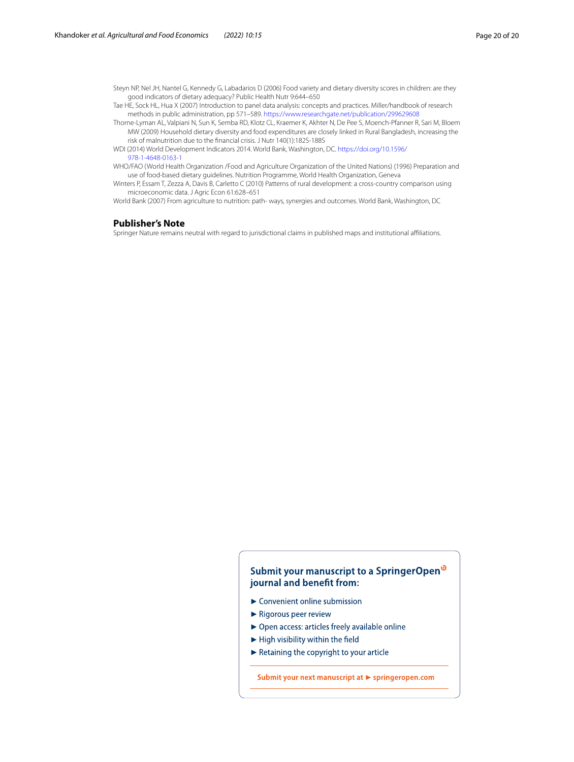Steyn NP, Nel JH, Nantel G, Kennedy G, Labadarios D (2006) Food variety and dietary diversity scores in children: are they good indicators of dietary adequacy? Public Health Nutr 9:644–650

Tae HE, Sock HL, Hua X (2007) Introduction to panel data analysis: concepts and practices. Miller/handbook of research methods in public administration, pp 571–589. https://www.researchgate.net/publication/299629608

Thorne-Lyman AL, Valpiani N, Sun K, Semba RD, Klotz CL, Kraemer K, Akhter N, De Pee S, Moench-Pfanner R, Sari M, Bloem MW (2009) Household dietary diversity and food expenditures are closely linked in Rural Bangladesh, increasing the risk of malnutrition due to the financial crisis. J Nutr 140(1):182S-188S

WDI (2014) World Development Indicators 2014. World Bank, Washington, DC. https://doi.org/10.1596/978-1-4648-0163-1

WHO/FAO (World Health Organization /Food and Agriculture Organization of the United Nations) (1996) Preparation and use of food-based dietary guidelines. Nutrition Programme, World Health Organization, Geneva

Winters P, Essam T, Zezza A, Davis B, Carletto C (2010) Patterns of rural development: a cross-country comparison using microeconomic data. J Agric Econ 61:628–651

World Bank (2007) From agriculture to nutrition: path- ways, synergies and outcomes. World Bank, Washington, DC

## Publisher's Note

Springer Nature remains neutral with regard to jurisdictional claims in published maps and institutional affiliations.

**Submit your manuscript to a SpringerOpen journal and benefit from:**

► Convenient online submission
► Rigorous peer review
► Open access: articles freely available online
► High visibility within the field
► Retaining the copyright to your article

**Submit your next manuscript at ► springeropen.com**